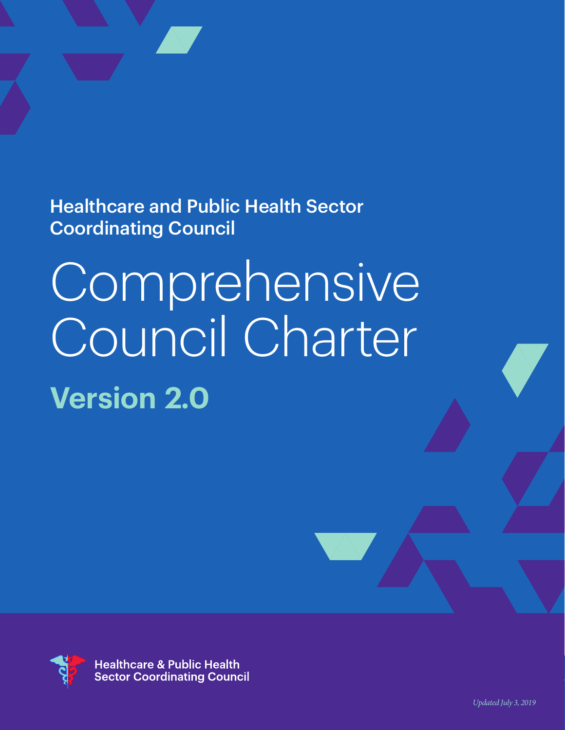Healthcare and Public Health Sector Coordinating Council

# Comprehensive Council Charter

## Version 2.0

Healthcare & Public Health Sector Coordinating Council

*Updated July 3, 2019*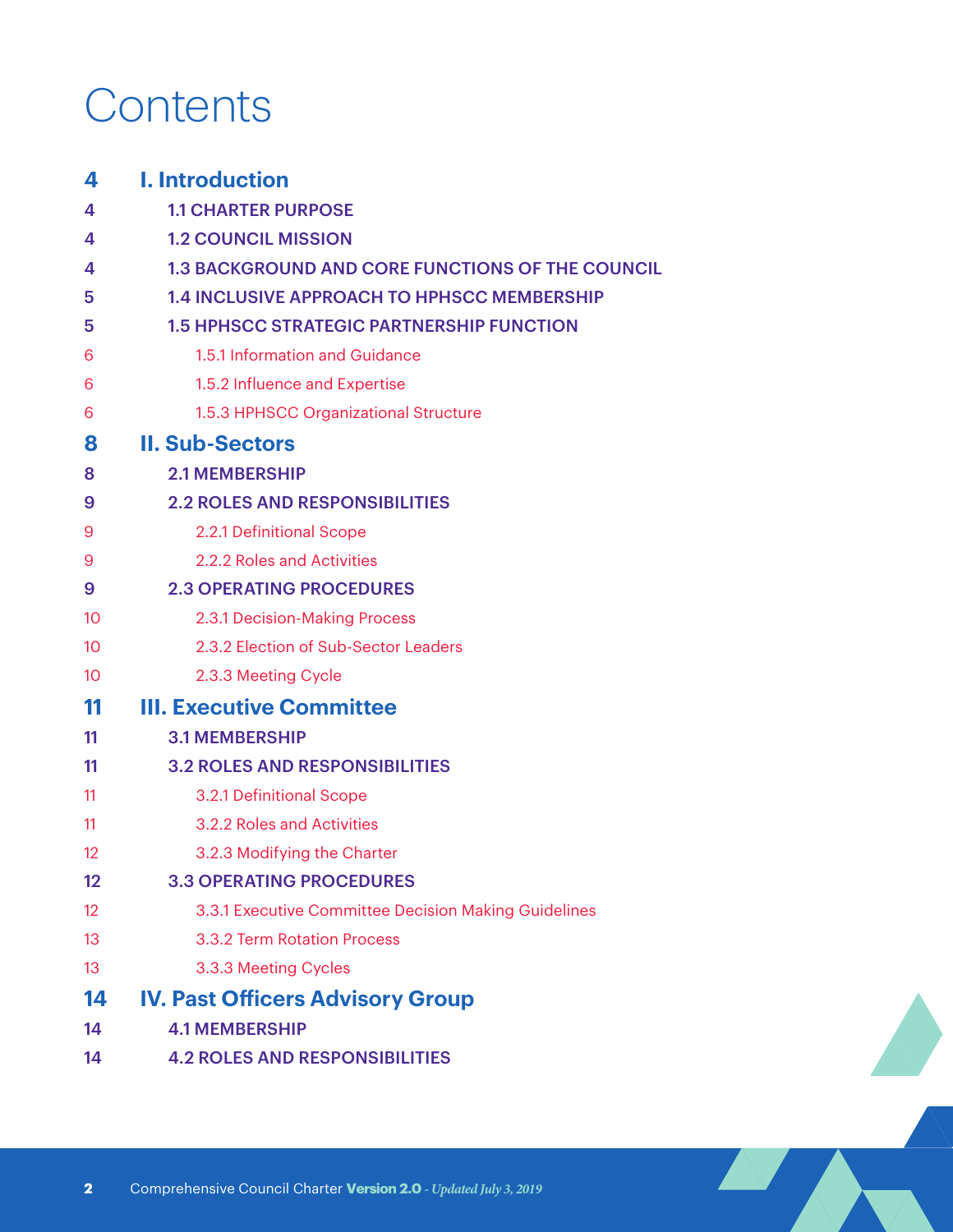# Contents

| Page | Section |
|---|---|
| **4** | **I. Introduction** |
| 4 | 1.1 CHARTER PURPOSE |
| 4 | 1.2 COUNCIL MISSION |
| 4 | 1.3 BACKGROUND AND CORE FUNCTIONS OF THE COUNCIL |
| 5 | 1.4 INCLUSIVE APPROACH TO HPHSCC MEMBERSHIP |
| 5 | 1.5 HPHSCC STRATEGIC PARTNERSHIP FUNCTION |
| 6 | 1.5.1 Information and Guidance |
| 6 | 1.5.2 Influence and Expertise |
| 6 | 1.5.3 HPHSCC Organizational Structure |
| **8** | **II. Sub-Sectors** |
| 8 | 2.1 MEMBERSHIP |
| 9 | 2.2 ROLES AND RESPONSIBILITIES |
| 9 | 2.2.1 Definitional Scope |
| 9 | 2.2.2 Roles and Activities |
| 9 | 2.3 OPERATING PROCEDURES |
| 10 | 2.3.1 Decision-Making Process |
| 10 | 2.3.2 Election of Sub-Sector Leaders |
| 10 | 2.3.3 Meeting Cycle |
| **11** | **III. Executive Committee** |
| 11 | 3.1 MEMBERSHIP |
| 11 | 3.2 ROLES AND RESPONSIBILITIES |
| 11 | 3.2.1 Definitional Scope |
| 11 | 3.2.2 Roles and Activities |
| 12 | 3.2.3 Modifying the Charter |
| 12 | 3.3 OPERATING PROCEDURES |
| 12 | 3.3.1 Executive Committee Decision Making Guidelines |
| 13 | 3.3.2 Term Rotation Process |
| 13 | 3.3.3 Meeting Cycles |
| **14** | **IV. Past Officers Advisory Group** |
| 14 | 4.1 MEMBERSHIP |
| 14 | 4.2 ROLES AND RESPONSIBILITIES |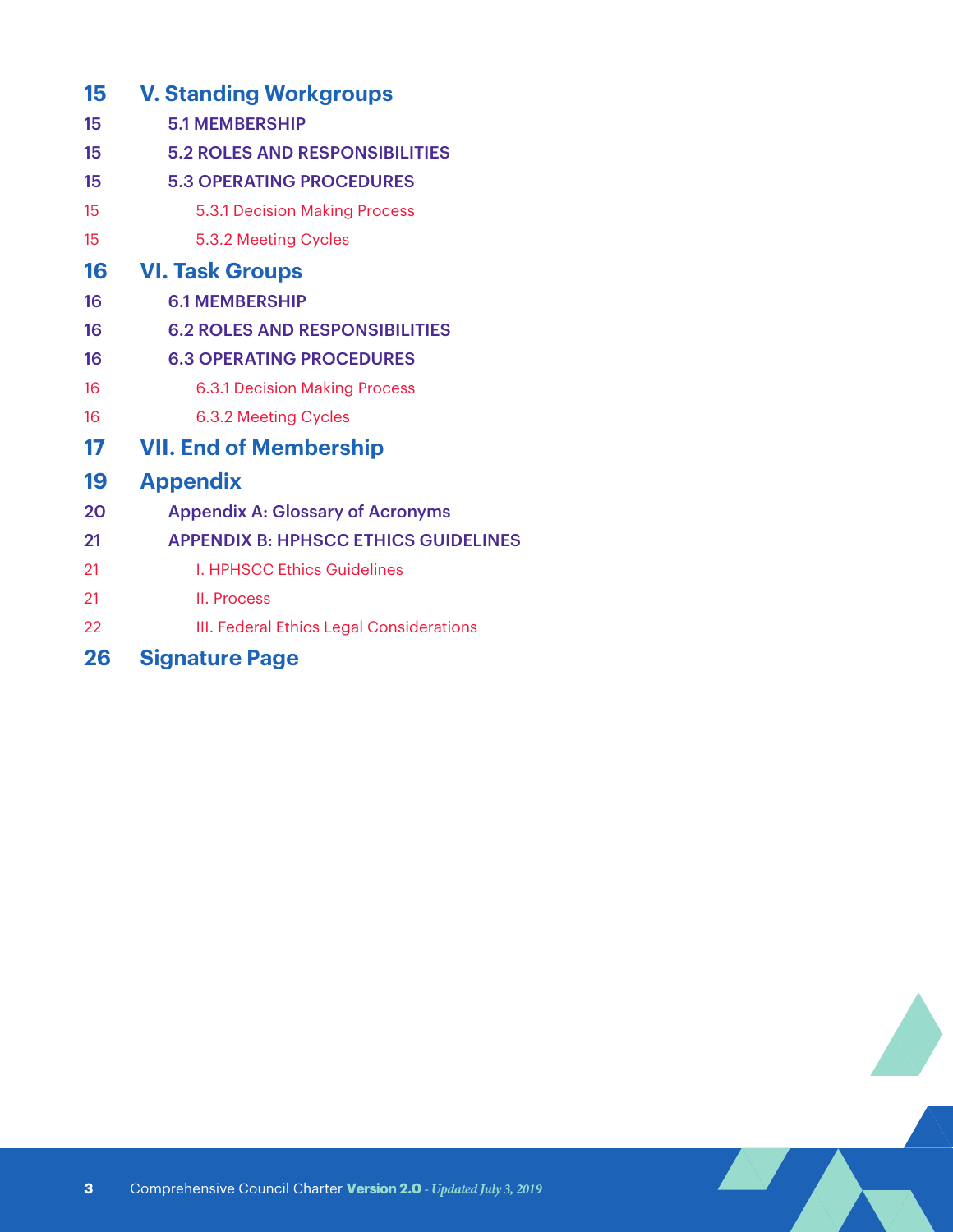| | |
|---|---|
| 15 | **V. Standing Workgroups** |
| 15 | 5.1 MEMBERSHIP |
| 15 | 5.2 ROLES AND RESPONSIBILITIES |
| 15 | 5.3 OPERATING PROCEDURES |
| 15 | 5.3.1 Decision Making Process |
| 15 | 5.3.2 Meeting Cycles |
| 16 | **VI. Task Groups** |
| 16 | 6.1 MEMBERSHIP |
| 16 | 6.2 ROLES AND RESPONSIBILITIES |
| 16 | 6.3 OPERATING PROCEDURES |
| 16 | 6.3.1 Decision Making Process |
| 16 | 6.3.2 Meeting Cycles |
| 17 | **VII. End of Membership** |
| 19 | **Appendix** |
| 20 | Appendix A: Glossary of Acronyms |
| 21 | APPENDIX B: HPHSCC ETHICS GUIDELINES |
| 21 | I. HPHSCC Ethics Guidelines |
| 21 | II. Process |
| 22 | III. Federal Ethics Legal Considerations |
| 26 | **Signature Page** |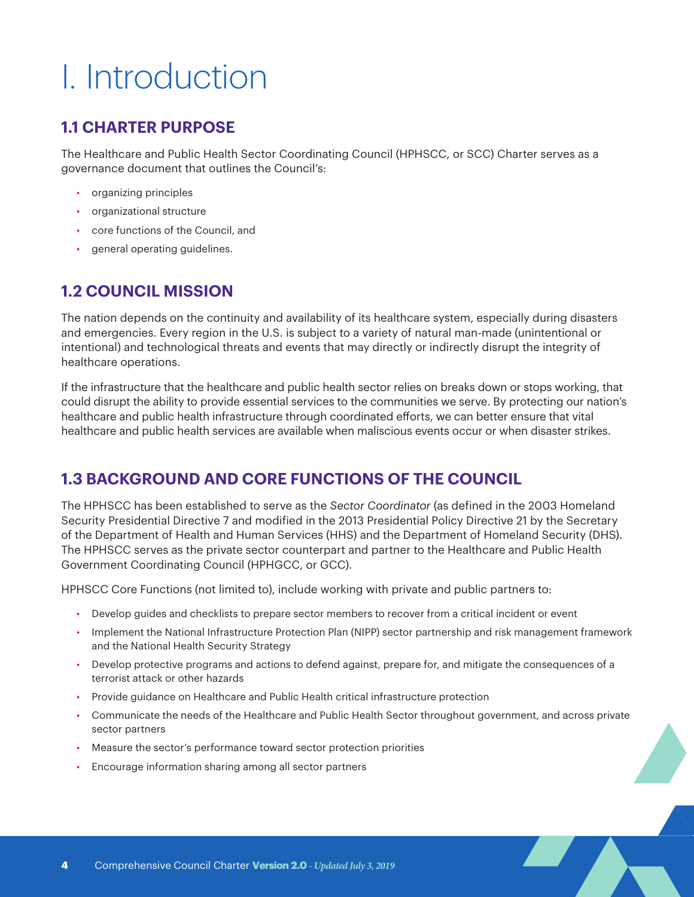# I. Introduction

## 1.1 CHARTER PURPOSE

The Healthcare and Public Health Sector Coordinating Council (HPHSCC, or SCC) Charter serves as a governance document that outlines the Council's:

- organizing principles
- organizational structure
- core functions of the Council, and
- general operating guidelines.

## 1.2 COUNCIL MISSION

The nation depends on the continuity and availability of its healthcare system, especially during disasters and emergencies. Every region in the U.S. is subject to a variety of natural man-made (unintentional or intentional) and technological threats and events that may directly or indirectly disrupt the integrity of healthcare operations.

If the infrastructure that the healthcare and public health sector relies on breaks down or stops working, that could disrupt the ability to provide essential services to the communities we serve. By protecting our nation's healthcare and public health infrastructure through coordinated efforts, we can better ensure that vital healthcare and public health services are available when maliscious events occur or when disaster strikes.

## 1.3 BACKGROUND AND CORE FUNCTIONS OF THE COUNCIL

The HPHSCC has been established to serve as the *Sector Coordinator* (as defined in the 2003 Homeland Security Presidential Directive 7 and modified in the 2013 Presidential Policy Directive 21 by the Secretary of the Department of Health and Human Services (HHS) and the Department of Homeland Security (DHS). The HPHSCC serves as the private sector counterpart and partner to the Healthcare and Public Health Government Coordinating Council (HPHGCC, or GCC).

HPHSCC Core Functions (not limited to), include working with private and public partners to:

- Develop guides and checklists to prepare sector members to recover from a critical incident or event
- Implement the National Infrastructure Protection Plan (NIPP) sector partnership and risk management framework and the National Health Security Strategy
- Develop protective programs and actions to defend against, prepare for, and mitigate the consequences of a terrorist attack or other hazards
- Provide guidance on Healthcare and Public Health critical infrastructure protection
- Communicate the needs of the Healthcare and Public Health Sector throughout government, and across private sector partners
- Measure the sector's performance toward sector protection priorities
- Encourage information sharing among all sector partners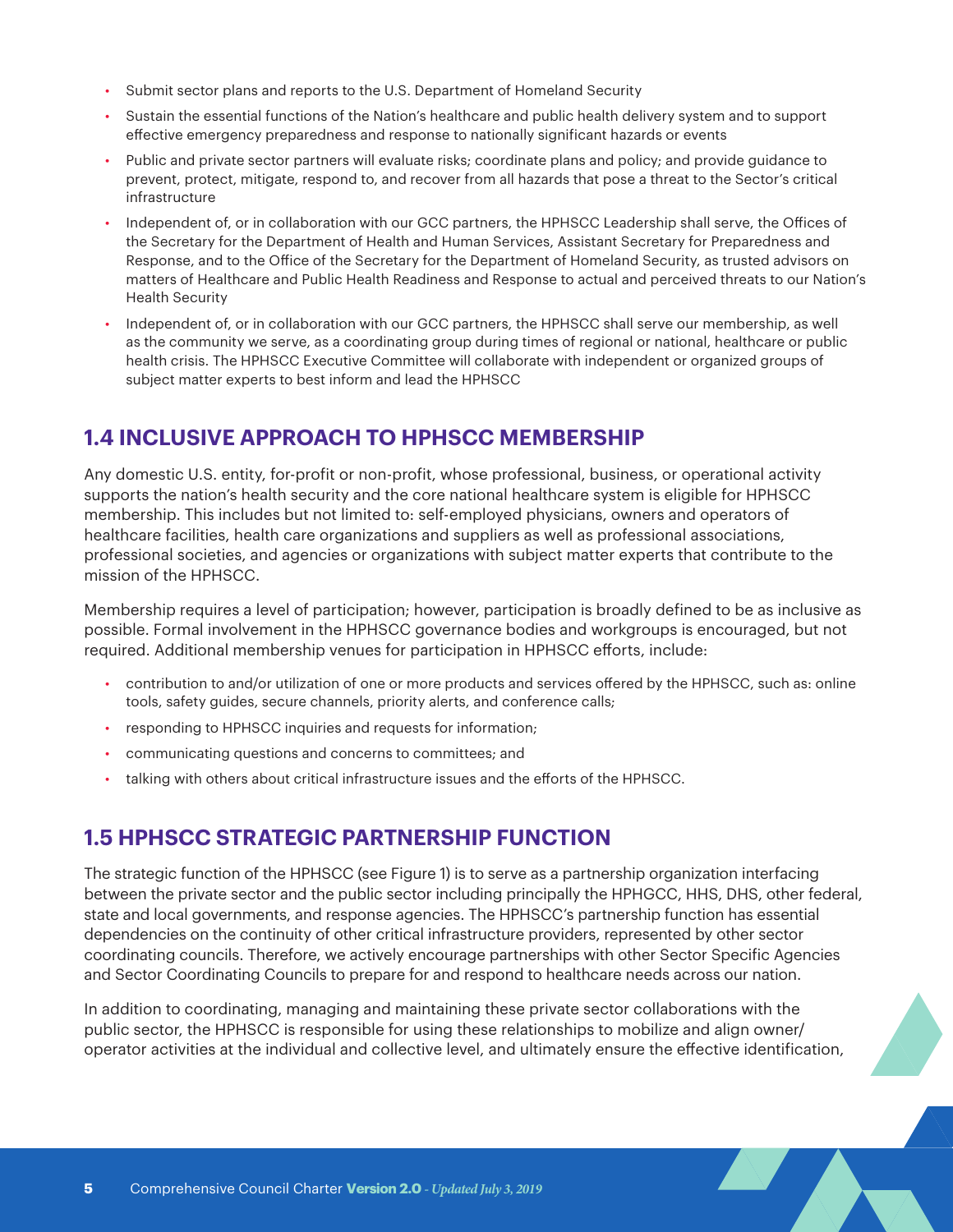- Submit sector plans and reports to the U.S. Department of Homeland Security
- Sustain the essential functions of the Nation's healthcare and public health delivery system and to support effective emergency preparedness and response to nationally significant hazards or events
- Public and private sector partners will evaluate risks; coordinate plans and policy; and provide guidance to prevent, protect, mitigate, respond to, and recover from all hazards that pose a threat to the Sector's critical infrastructure
- Independent of, or in collaboration with our GCC partners, the HPHSCC Leadership shall serve, the Offices of the Secretary for the Department of Health and Human Services, Assistant Secretary for Preparedness and Response, and to the Office of the Secretary for the Department of Homeland Security, as trusted advisors on matters of Healthcare and Public Health Readiness and Response to actual and perceived threats to our Nation's Health Security
- Independent of, or in collaboration with our GCC partners, the HPHSCC shall serve our membership, as well as the community we serve, as a coordinating group during times of regional or national, healthcare or public health crisis. The HPHSCC Executive Committee will collaborate with independent or organized groups of subject matter experts to best inform and lead the HPHSCC

## 1.4 INCLUSIVE APPROACH TO HPHSCC MEMBERSHIP

Any domestic U.S. entity, for-profit or non-profit, whose professional, business, or operational activity supports the nation's health security and the core national healthcare system is eligible for HPHSCC membership. This includes but not limited to: self-employed physicians, owners and operators of healthcare facilities, health care organizations and suppliers as well as professional associations, professional societies, and agencies or organizations with subject matter experts that contribute to the mission of the HPHSCC.

Membership requires a level of participation; however, participation is broadly defined to be as inclusive as possible. Formal involvement in the HPHSCC governance bodies and workgroups is encouraged, but not required. Additional membership venues for participation in HPHSCC efforts, include:

- contribution to and/or utilization of one or more products and services offered by the HPHSCC, such as: online tools, safety guides, secure channels, priority alerts, and conference calls;
- responding to HPHSCC inquiries and requests for information;
- communicating questions and concerns to committees; and
- talking with others about critical infrastructure issues and the efforts of the HPHSCC.

## 1.5 HPHSCC STRATEGIC PARTNERSHIP FUNCTION

The strategic function of the HPHSCC (see Figure 1) is to serve as a partnership organization interfacing between the private sector and the public sector including principally the HPHGCC, HHS, DHS, other federal, state and local governments, and response agencies. The HPHSCC's partnership function has essential dependencies on the continuity of other critical infrastructure providers, represented by other sector coordinating councils. Therefore, we actively encourage partnerships with other Sector Specific Agencies and Sector Coordinating Councils to prepare for and respond to healthcare needs across our nation.

In addition to coordinating, managing and maintaining these private sector collaborations with the public sector, the HPHSCC is responsible for using these relationships to mobilize and align owner/operator activities at the individual and collective level, and ultimately ensure the effective identification,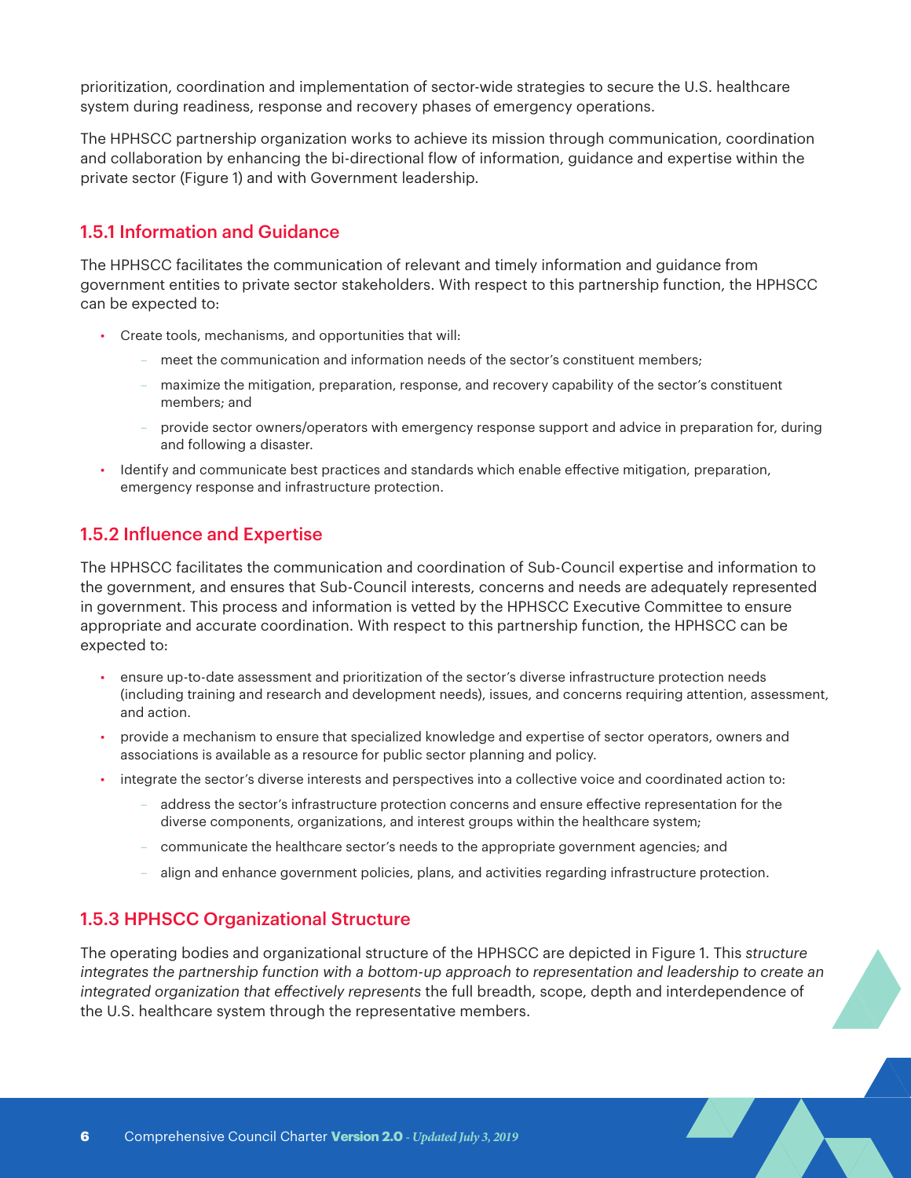prioritization, coordination and implementation of sector-wide strategies to secure the U.S. healthcare system during readiness, response and recovery phases of emergency operations.

The HPHSCC partnership organization works to achieve its mission through communication, coordination and collaboration by enhancing the bi-directional flow of information, guidance and expertise within the private sector (Figure 1) and with Government leadership.

### 1.5.1 Information and Guidance

The HPHSCC facilitates the communication of relevant and timely information and guidance from government entities to private sector stakeholders. With respect to this partnership function, the HPHSCC can be expected to:

- Create tools, mechanisms, and opportunities that will:
  - meet the communication and information needs of the sector's constituent members;
  - maximize the mitigation, preparation, response, and recovery capability of the sector's constituent members; and
  - provide sector owners/operators with emergency response support and advice in preparation for, during and following a disaster.
- Identify and communicate best practices and standards which enable effective mitigation, preparation, emergency response and infrastructure protection.

### 1.5.2 Influence and Expertise

The HPHSCC facilitates the communication and coordination of Sub-Council expertise and information to the government, and ensures that Sub-Council interests, concerns and needs are adequately represented in government. This process and information is vetted by the HPHSCC Executive Committee to ensure appropriate and accurate coordination. With respect to this partnership function, the HPHSCC can be expected to:

- ensure up-to-date assessment and prioritization of the sector's diverse infrastructure protection needs (including training and research and development needs), issues, and concerns requiring attention, assessment, and action.
- provide a mechanism to ensure that specialized knowledge and expertise of sector operators, owners and associations is available as a resource for public sector planning and policy.
- integrate the sector's diverse interests and perspectives into a collective voice and coordinated action to:
  - address the sector's infrastructure protection concerns and ensure effective representation for the diverse components, organizations, and interest groups within the healthcare system;
  - communicate the healthcare sector's needs to the appropriate government agencies; and
  - align and enhance government policies, plans, and activities regarding infrastructure protection.

### 1.5.3 HPHSCC Organizational Structure

The operating bodies and organizational structure of the HPHSCC are depicted in Figure 1. This *structure integrates the partnership function with a bottom-up approach to representation and leadership to create an integrated organization that effectively represents* the full breadth, scope, depth and interdependence of the U.S. healthcare system through the representative members.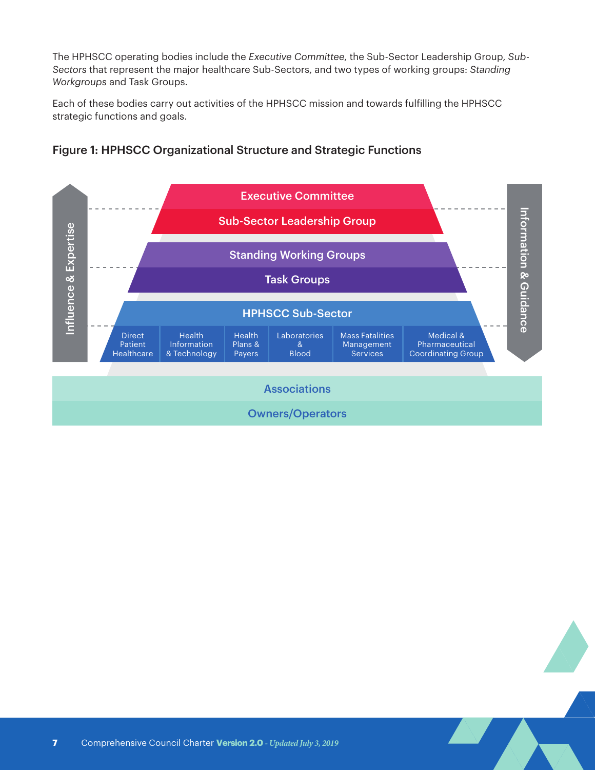The HPHSCC operating bodies include the *Executive Committee*, the Sub-Sector Leadership Group, *Sub-Sectors* that represent the major healthcare Sub-Sectors, and two types of working groups: *Standing Workgroups* and Task Groups.

Each of these bodies carry out activities of the HPHSCC mission and towards fulfilling the HPHSCC strategic functions and goals.

### Figure 1: HPHSCC Organizational Structure and Strategic Functions

Influence & Expertise

Executive Committee

Sub-Sector Leadership Group

Standing Working Groups

Task Groups

HPHSCC Sub-Sector

| Direct Patient Healthcare | Health Information & Technology | Health Plans & Payers | Laboratories & Blood | Mass Fatalities Management Services | Medical & Pharmaceutical Coordinating Group |
|---|---|---|---|---|---|

Information & Guidance

Associations

Owners/Operators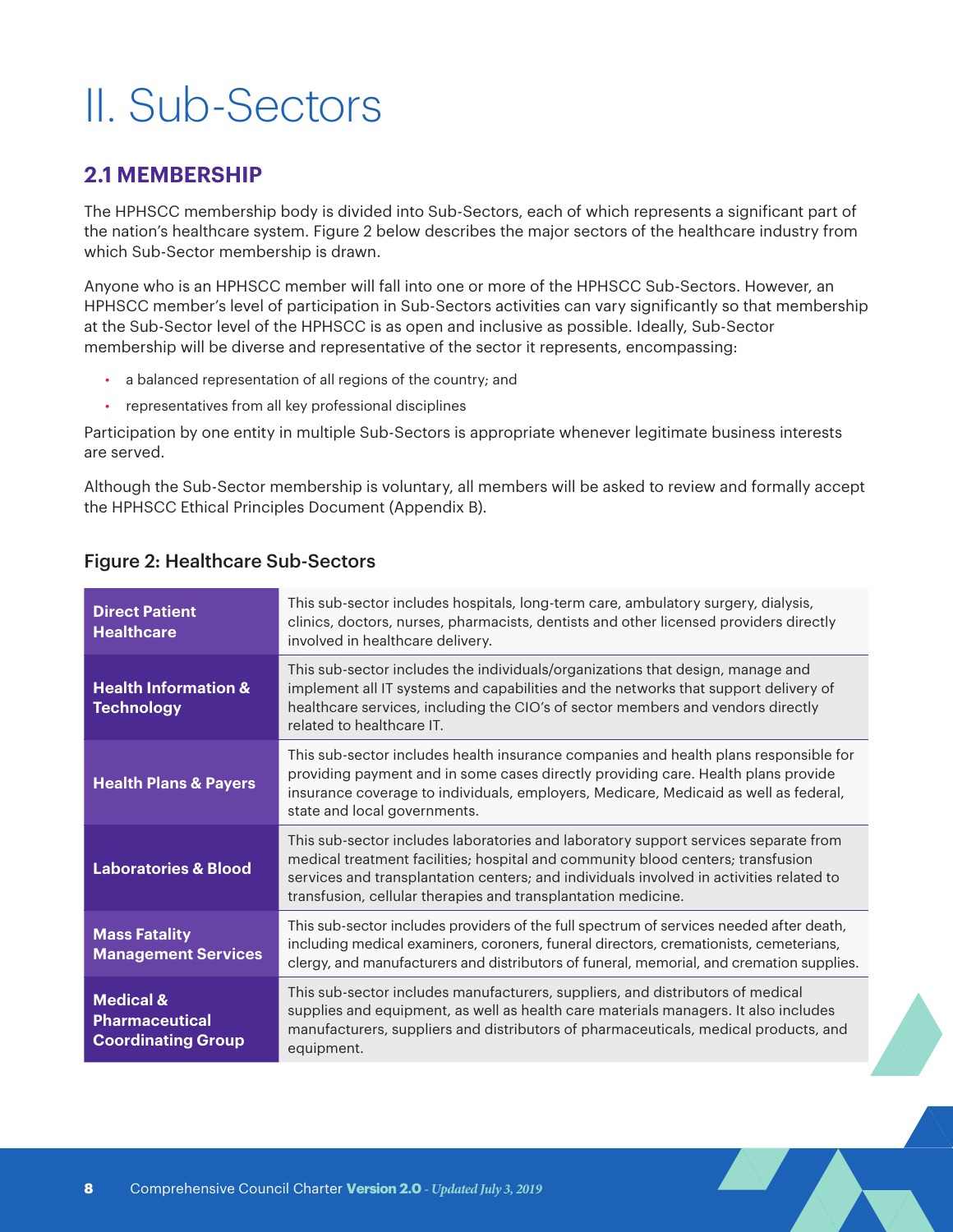# II. Sub-Sectors

## 2.1 MEMBERSHIP

The HPHSCC membership body is divided into Sub-Sectors, each of which represents a significant part of the nation's healthcare system. Figure 2 below describes the major sectors of the healthcare industry from which Sub-Sector membership is drawn.

Anyone who is an HPHSCC member will fall into one or more of the HPHSCC Sub-Sectors. However, an HPHSCC member's level of participation in Sub-Sectors activities can vary significantly so that membership at the Sub-Sector level of the HPHSCC is as open and inclusive as possible. Ideally, Sub-Sector membership will be diverse and representative of the sector it represents, encompassing:

- a balanced representation of all regions of the country; and
- representatives from all key professional disciplines

Participation by one entity in multiple Sub-Sectors is appropriate whenever legitimate business interests are served.

Although the Sub-Sector membership is voluntary, all members will be asked to review and formally accept the HPHSCC Ethical Principles Document (Appendix B).

### Figure 2: Healthcare Sub-Sectors

| Sub-Sector | Description |
|---|---|
| **Direct Patient Healthcare** | This sub-sector includes hospitals, long-term care, ambulatory surgery, dialysis, clinics, doctors, nurses, pharmacists, dentists and other licensed providers directly involved in healthcare delivery. |
| **Health Information & Technology** | This sub-sector includes the individuals/organizations that design, manage and implement all IT systems and capabilities and the networks that support delivery of healthcare services, including the CIO's of sector members and vendors directly related to healthcare IT. |
| **Health Plans & Payers** | This sub-sector includes health insurance companies and health plans responsible for providing payment and in some cases directly providing care. Health plans provide insurance coverage to individuals, employers, Medicare, Medicaid as well as federal, state and local governments. |
| **Laboratories & Blood** | This sub-sector includes laboratories and laboratory support services separate from medical treatment facilities; hospital and community blood centers; transfusion services and transplantation centers; and individuals involved in activities related to transfusion, cellular therapies and transplantation medicine. |
| **Mass Fatality Management Services** | This sub-sector includes providers of the full spectrum of services needed after death, including medical examiners, coroners, funeral directors, cremationists, cemeterians, clergy, and manufacturers and distributors of funeral, memorial, and cremation supplies. |
| **Medical & Pharmaceutical Coordinating Group** | This sub-sector includes manufacturers, suppliers, and distributors of medical supplies and equipment, as well as health care materials managers. It also includes manufacturers, suppliers and distributors of pharmaceuticals, medical products, and equipment. |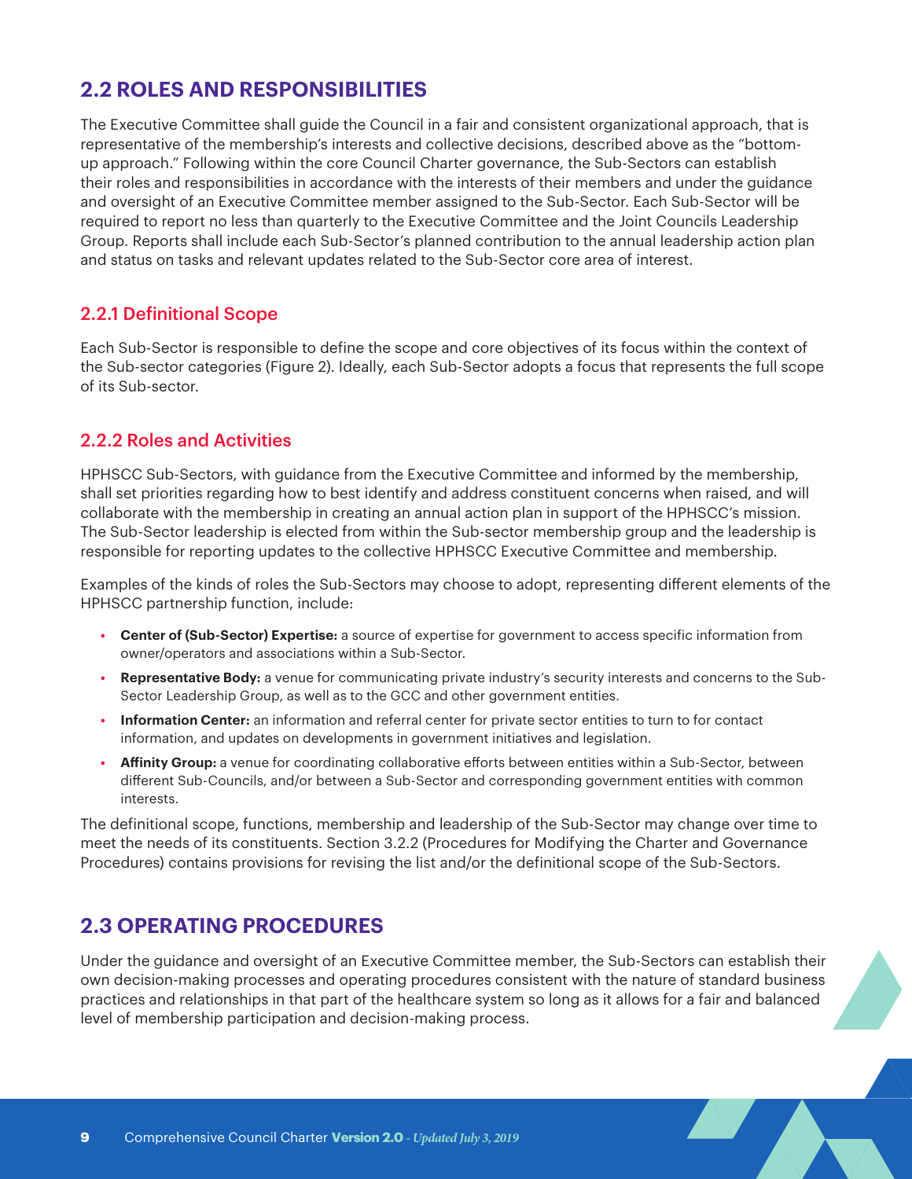## 2.2 ROLES AND RESPONSIBILITIES

The Executive Committee shall guide the Council in a fair and consistent organizational approach, that is representative of the membership's interests and collective decisions, described above as the "bottom-up approach." Following within the core Council Charter governance, the Sub-Sectors can establish their roles and responsibilities in accordance with the interests of their members and under the guidance and oversight of an Executive Committee member assigned to the Sub-Sector. Each Sub-Sector will be required to report no less than quarterly to the Executive Committee and the Joint Councils Leadership Group. Reports shall include each Sub-Sector's planned contribution to the annual leadership action plan and status on tasks and relevant updates related to the Sub-Sector core area of interest.

### 2.2.1 Definitional Scope

Each Sub-Sector is responsible to define the scope and core objectives of its focus within the context of the Sub-sector categories (Figure 2). Ideally, each Sub-Sector adopts a focus that represents the full scope of its Sub-sector.

### 2.2.2 Roles and Activities

HPHSCC Sub-Sectors, with guidance from the Executive Committee and informed by the membership, shall set priorities regarding how to best identify and address constituent concerns when raised, and will collaborate with the membership in creating an annual action plan in support of the HPHSCC's mission. The Sub-Sector leadership is elected from within the Sub-sector membership group and the leadership is responsible for reporting updates to the collective HPHSCC Executive Committee and membership.

Examples of the kinds of roles the Sub-Sectors may choose to adopt, representing different elements of the HPHSCC partnership function, include:

- **Center of (Sub-Sector) Expertise:** a source of expertise for government to access specific information from owner/operators and associations within a Sub-Sector.
- **Representative Body:** a venue for communicating private industry's security interests and concerns to the Sub-Sector Leadership Group, as well as to the GCC and other government entities.
- **Information Center:** an information and referral center for private sector entities to turn to for contact information, and updates on developments in government initiatives and legislation.
- **Affinity Group:** a venue for coordinating collaborative efforts between entities within a Sub-Sector, between different Sub-Councils, and/or between a Sub-Sector and corresponding government entities with common interests.

The definitional scope, functions, membership and leadership of the Sub-Sector may change over time to meet the needs of its constituents. Section 3.2.2 (Procedures for Modifying the Charter and Governance Procedures) contains provisions for revising the list and/or the definitional scope of the Sub-Sectors.

## 2.3 OPERATING PROCEDURES

Under the guidance and oversight of an Executive Committee member, the Sub-Sectors can establish their own decision-making processes and operating procedures consistent with the nature of standard business practices and relationships in that part of the healthcare system so long as it allows for a fair and balanced level of membership participation and decision-making process.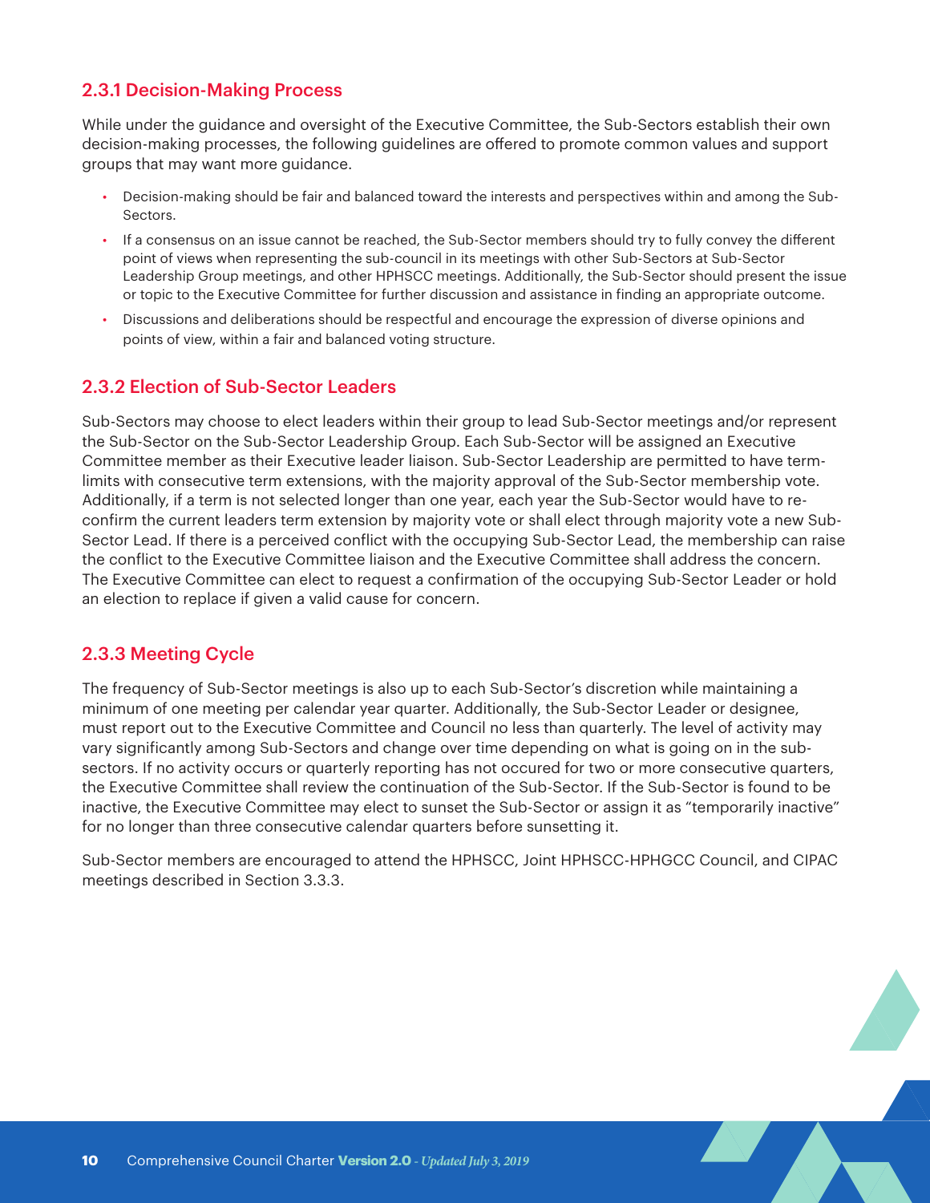### 2.3.1 Decision-Making Process

While under the guidance and oversight of the Executive Committee, the Sub-Sectors establish their own decision-making processes, the following guidelines are offered to promote common values and support groups that may want more guidance.

- Decision-making should be fair and balanced toward the interests and perspectives within and among the Sub-Sectors.
- If a consensus on an issue cannot be reached, the Sub-Sector members should try to fully convey the different point of views when representing the sub-council in its meetings with other Sub-Sectors at Sub-Sector Leadership Group meetings, and other HPHSCC meetings. Additionally, the Sub-Sector should present the issue or topic to the Executive Committee for further discussion and assistance in finding an appropriate outcome.
- Discussions and deliberations should be respectful and encourage the expression of diverse opinions and points of view, within a fair and balanced voting structure.

### 2.3.2 Election of Sub-Sector Leaders

Sub-Sectors may choose to elect leaders within their group to lead Sub-Sector meetings and/or represent the Sub-Sector on the Sub-Sector Leadership Group. Each Sub-Sector will be assigned an Executive Committee member as their Executive leader liaison. Sub-Sector Leadership are permitted to have term-limits with consecutive term extensions, with the majority approval of the Sub-Sector membership vote. Additionally, if a term is not selected longer than one year, each year the Sub-Sector would have to re-confirm the current leaders term extension by majority vote or shall elect through majority vote a new Sub-Sector Lead. If there is a perceived conflict with the occupying Sub-Sector Lead, the membership can raise the conflict to the Executive Committee liaison and the Executive Committee shall address the concern. The Executive Committee can elect to request a confirmation of the occupying Sub-Sector Leader or hold an election to replace if given a valid cause for concern.

### 2.3.3 Meeting Cycle

The frequency of Sub-Sector meetings is also up to each Sub-Sector's discretion while maintaining a minimum of one meeting per calendar year quarter. Additionally, the Sub-Sector Leader or designee, must report out to the Executive Committee and Council no less than quarterly. The level of activity may vary significantly among Sub-Sectors and change over time depending on what is going on in the sub-sectors. If no activity occurs or quarterly reporting has not occured for two or more consecutive quarters, the Executive Committee shall review the continuation of the Sub-Sector. If the Sub-Sector is found to be inactive, the Executive Committee may elect to sunset the Sub-Sector or assign it as "temporarily inactive" for no longer than three consecutive calendar quarters before sunsetting it.

Sub-Sector members are encouraged to attend the HPHSCC, Joint HPHSCC-HPHGCC Council, and CIPAC meetings described in Section 3.3.3.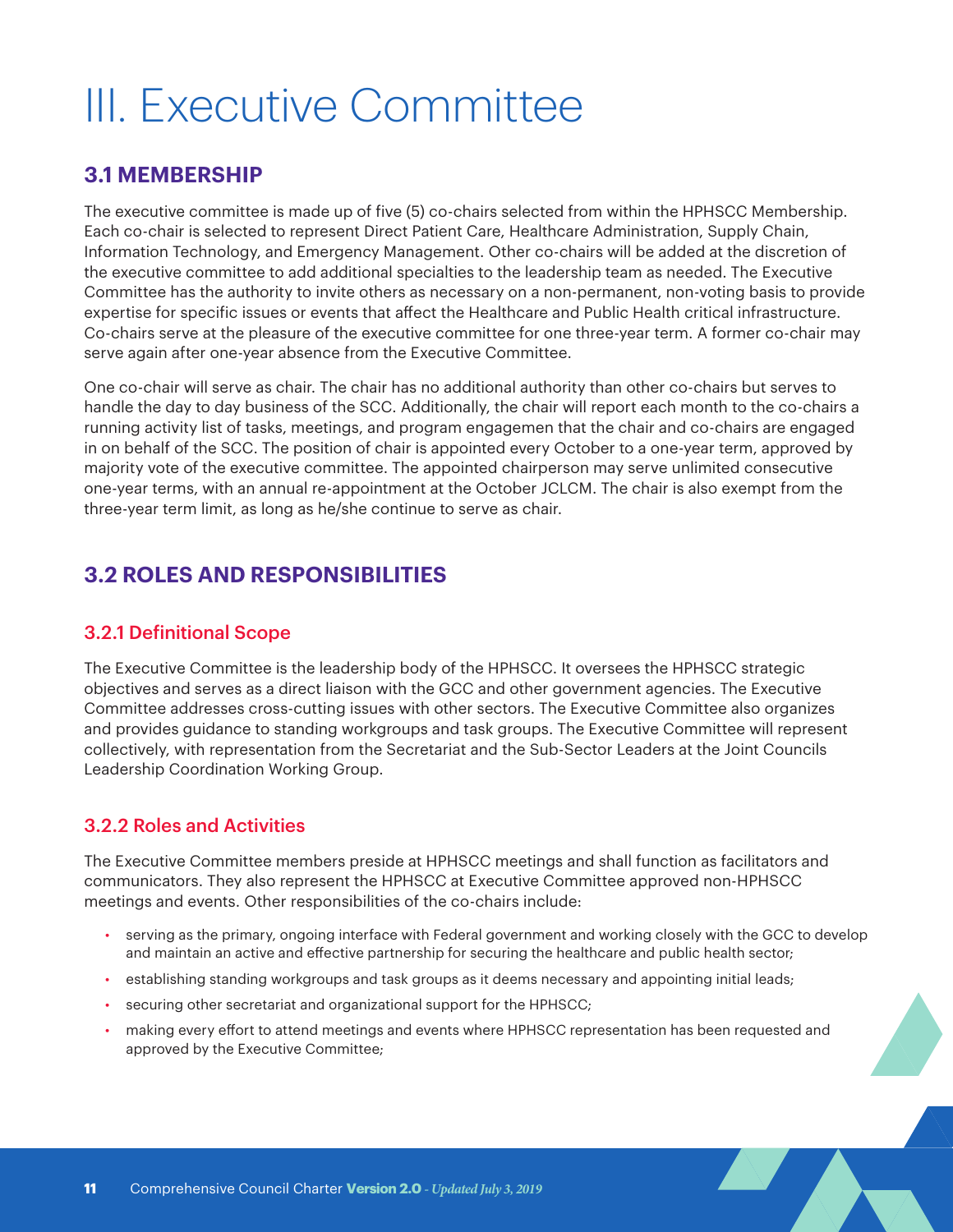# III. Executive Committee

## 3.1 MEMBERSHIP

The executive committee is made up of five (5) co-chairs selected from within the HPHSCC Membership. Each co-chair is selected to represent Direct Patient Care, Healthcare Administration, Supply Chain, Information Technology, and Emergency Management. Other co-chairs will be added at the discretion of the executive committee to add additional specialties to the leadership team as needed. The Executive Committee has the authority to invite others as necessary on a non-permanent, non-voting basis to provide expertise for specific issues or events that affect the Healthcare and Public Health critical infrastructure. Co-chairs serve at the pleasure of the executive committee for one three-year term. A former co-chair may serve again after one-year absence from the Executive Committee.

One co-chair will serve as chair. The chair has no additional authority than other co-chairs but serves to handle the day to day business of the SCC. Additionally, the chair will report each month to the co-chairs a running activity list of tasks, meetings, and program engagemen that the chair and co-chairs are engaged in on behalf of the SCC. The position of chair is appointed every October to a one-year term, approved by majority vote of the executive committee. The appointed chairperson may serve unlimited consecutive one-year terms, with an annual re-appointment at the October JCLCM. The chair is also exempt from the three-year term limit, as long as he/she continue to serve as chair.

## 3.2 ROLES AND RESPONSIBILITIES

### 3.2.1 Definitional Scope

The Executive Committee is the leadership body of the HPHSCC. It oversees the HPHSCC strategic objectives and serves as a direct liaison with the GCC and other government agencies. The Executive Committee addresses cross-cutting issues with other sectors. The Executive Committee also organizes and provides guidance to standing workgroups and task groups. The Executive Committee will represent collectively, with representation from the Secretariat and the Sub-Sector Leaders at the Joint Councils Leadership Coordination Working Group.

### 3.2.2 Roles and Activities

The Executive Committee members preside at HPHSCC meetings and shall function as facilitators and communicators. They also represent the HPHSCC at Executive Committee approved non-HPHSCC meetings and events. Other responsibilities of the co-chairs include:

- serving as the primary, ongoing interface with Federal government and working closely with the GCC to develop and maintain an active and effective partnership for securing the healthcare and public health sector;
- establishing standing workgroups and task groups as it deems necessary and appointing initial leads;
- securing other secretariat and organizational support for the HPHSCC;
- making every effort to attend meetings and events where HPHSCC representation has been requested and approved by the Executive Committee;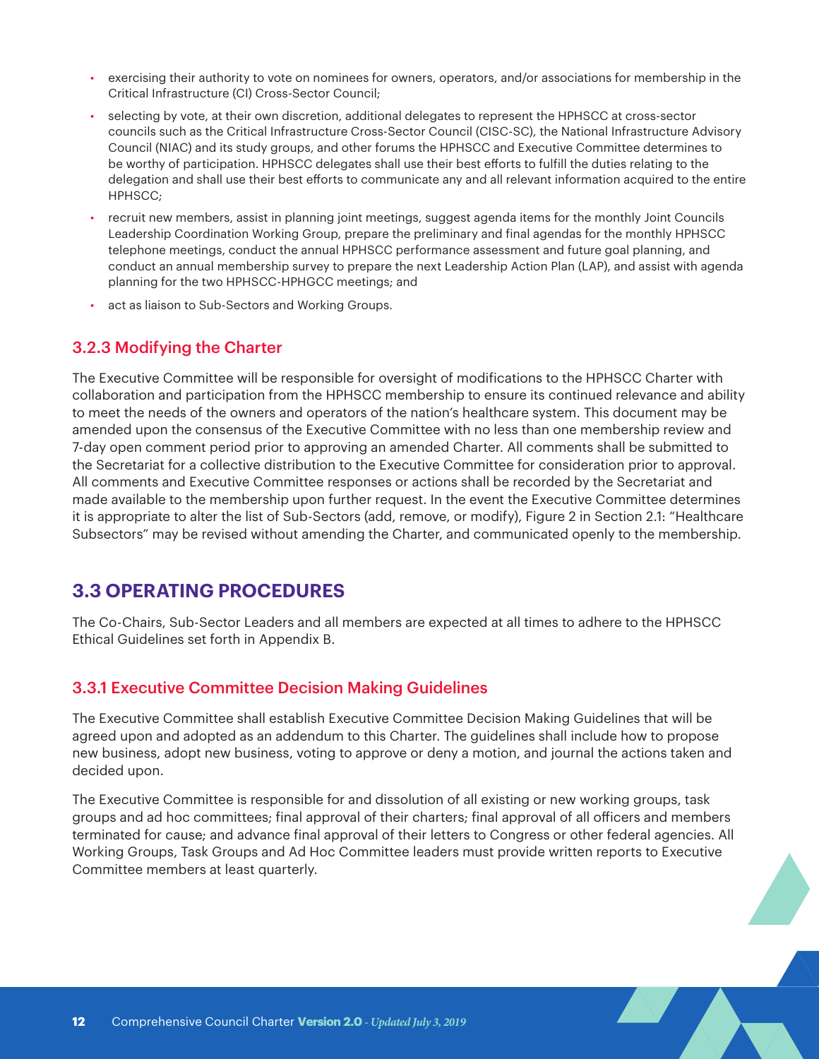- exercising their authority to vote on nominees for owners, operators, and/or associations for membership in the Critical Infrastructure (CI) Cross-Sector Council;
- selecting by vote, at their own discretion, additional delegates to represent the HPHSCC at cross-sector councils such as the Critical Infrastructure Cross-Sector Council (CISC-SC), the National Infrastructure Advisory Council (NIAC) and its study groups, and other forums the HPHSCC and Executive Committee determines to be worthy of participation. HPHSCC delegates shall use their best efforts to fulfill the duties relating to the delegation and shall use their best efforts to communicate any and all relevant information acquired to the entire HPHSCC;
- recruit new members, assist in planning joint meetings, suggest agenda items for the monthly Joint Councils Leadership Coordination Working Group, prepare the preliminary and final agendas for the monthly HPHSCC telephone meetings, conduct the annual HPHSCC performance assessment and future goal planning, and conduct an annual membership survey to prepare the next Leadership Action Plan (LAP), and assist with agenda planning for the two HPHSCC-HPHGCC meetings; and
- act as liaison to Sub-Sectors and Working Groups.

### 3.2.3 Modifying the Charter

The Executive Committee will be responsible for oversight of modifications to the HPHSCC Charter with collaboration and participation from the HPHSCC membership to ensure its continued relevance and ability to meet the needs of the owners and operators of the nation's healthcare system. This document may be amended upon the consensus of the Executive Committee with no less than one membership review and 7-day open comment period prior to approving an amended Charter. All comments shall be submitted to the Secretariat for a collective distribution to the Executive Committee for consideration prior to approval. All comments and Executive Committee responses or actions shall be recorded by the Secretariat and made available to the membership upon further request. In the event the Executive Committee determines it is appropriate to alter the list of Sub-Sectors (add, remove, or modify), Figure 2 in Section 2.1: "Healthcare Subsectors" may be revised without amending the Charter, and communicated openly to the membership.

## 3.3 OPERATING PROCEDURES

The Co-Chairs, Sub-Sector Leaders and all members are expected at all times to adhere to the HPHSCC Ethical Guidelines set forth in Appendix B.

### 3.3.1 Executive Committee Decision Making Guidelines

The Executive Committee shall establish Executive Committee Decision Making Guidelines that will be agreed upon and adopted as an addendum to this Charter. The guidelines shall include how to propose new business, adopt new business, voting to approve or deny a motion, and journal the actions taken and decided upon.

The Executive Committee is responsible for and dissolution of all existing or new working groups, task groups and ad hoc committees; final approval of their charters; final approval of all officers and members terminated for cause; and advance final approval of their letters to Congress or other federal agencies. All Working Groups, Task Groups and Ad Hoc Committee leaders must provide written reports to Executive Committee members at least quarterly.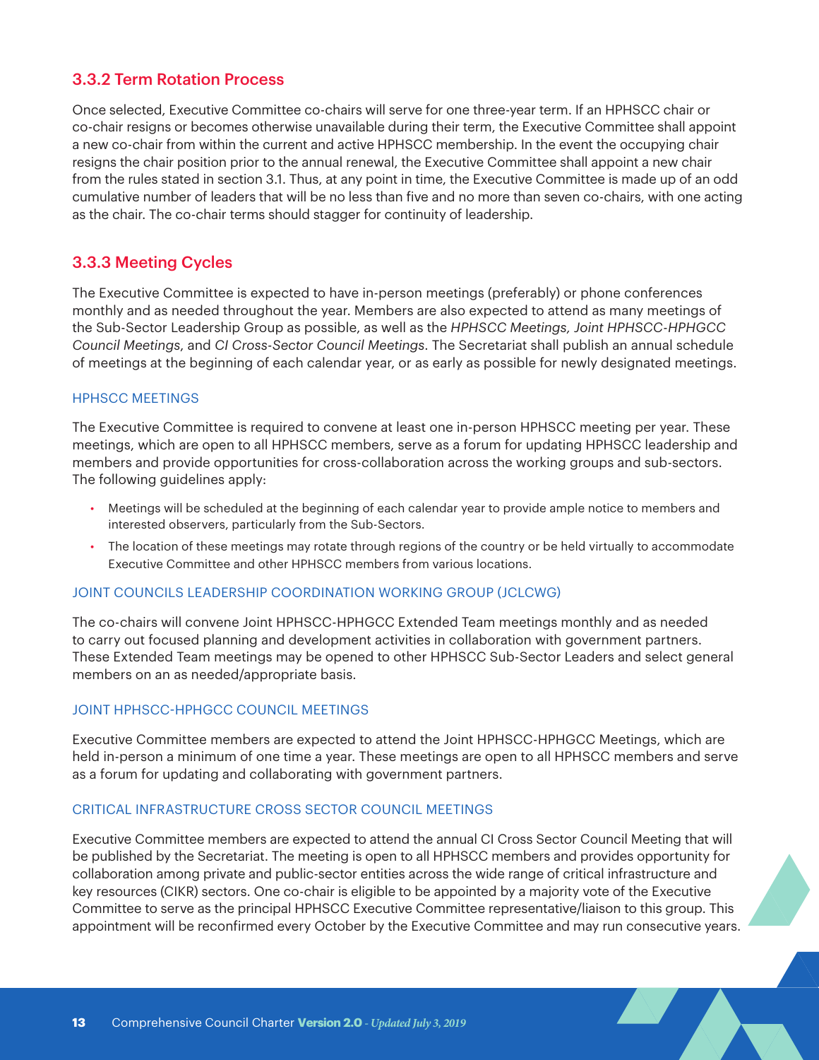### 3.3.2 Term Rotation Process

Once selected, Executive Committee co-chairs will serve for one three-year term. If an HPHSCC chair or co-chair resigns or becomes otherwise unavailable during their term, the Executive Committee shall appoint a new co-chair from within the current and active HPHSCC membership. In the event the occupying chair resigns the chair position prior to the annual renewal, the Executive Committee shall appoint a new chair from the rules stated in section 3.1. Thus, at any point in time, the Executive Committee is made up of an odd cumulative number of leaders that will be no less than five and no more than seven co-chairs, with one acting as the chair. The co-chair terms should stagger for continuity of leadership.

### 3.3.3 Meeting Cycles

The Executive Committee is expected to have in-person meetings (preferably) or phone conferences monthly and as needed throughout the year. Members are also expected to attend as many meetings of the Sub-Sector Leadership Group as possible, as well as the *HPHSCC Meetings, Joint HPHSCC-HPHGCC Council Meetings*, and *CI Cross-Sector Council Meetings*. The Secretariat shall publish an annual schedule of meetings at the beginning of each calendar year, or as early as possible for newly designated meetings.

#### HPHSCC MEETINGS

The Executive Committee is required to convene at least one in-person HPHSCC meeting per year. These meetings, which are open to all HPHSCC members, serve as a forum for updating HPHSCC leadership and members and provide opportunities for cross-collaboration across the working groups and sub-sectors. The following guidelines apply:

- Meetings will be scheduled at the beginning of each calendar year to provide ample notice to members and interested observers, particularly from the Sub-Sectors.
- The location of these meetings may rotate through regions of the country or be held virtually to accommodate Executive Committee and other HPHSCC members from various locations.

#### JOINT COUNCILS LEADERSHIP COORDINATION WORKING GROUP (JCLCWG)

The co-chairs will convene Joint HPHSCC-HPHGCC Extended Team meetings monthly and as needed to carry out focused planning and development activities in collaboration with government partners. These Extended Team meetings may be opened to other HPHSCC Sub-Sector Leaders and select general members on an as needed/appropriate basis.

#### JOINT HPHSCC-HPHGCC COUNCIL MEETINGS

Executive Committee members are expected to attend the Joint HPHSCC-HPHGCC Meetings, which are held in-person a minimum of one time a year. These meetings are open to all HPHSCC members and serve as a forum for updating and collaborating with government partners.

#### CRITICAL INFRASTRUCTURE CROSS SECTOR COUNCIL MEETINGS

Executive Committee members are expected to attend the annual CI Cross Sector Council Meeting that will be published by the Secretariat. The meeting is open to all HPHSCC members and provides opportunity for collaboration among private and public-sector entities across the wide range of critical infrastructure and key resources (CIKR) sectors. One co-chair is eligible to be appointed by a majority vote of the Executive Committee to serve as the principal HPHSCC Executive Committee representative/liaison to this group. This appointment will be reconfirmed every October by the Executive Committee and may run consecutive years.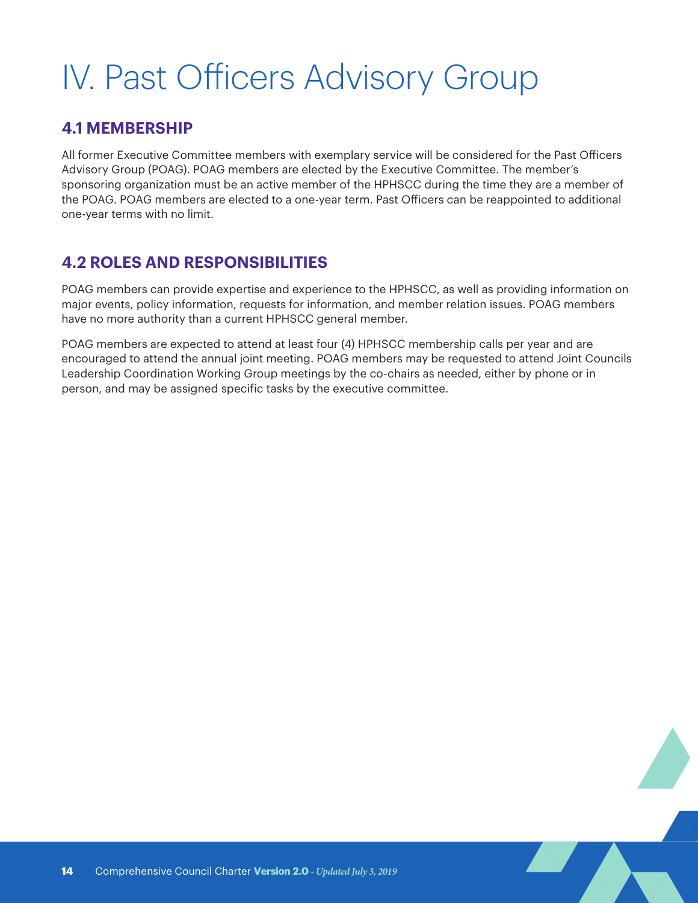# IV. Past Officers Advisory Group

## 4.1 MEMBERSHIP

All former Executive Committee members with exemplary service will be considered for the Past Officers Advisory Group (POAG). POAG members are elected by the Executive Committee. The member's sponsoring organization must be an active member of the HPHSCC during the time they are a member of the POAG. POAG members are elected to a one-year term. Past Officers can be reappointed to additional one-year terms with no limit.

## 4.2 ROLES AND RESPONSIBILITIES

POAG members can provide expertise and experience to the HPHSCC, as well as providing information on major events, policy information, requests for information, and member relation issues. POAG members have no more authority than a current HPHSCC general member.

POAG members are expected to attend at least four (4) HPHSCC membership calls per year and are encouraged to attend the annual joint meeting. POAG members may be requested to attend Joint Councils Leadership Coordination Working Group meetings by the co-chairs as needed, either by phone or in person, and may be assigned specific tasks by the executive committee.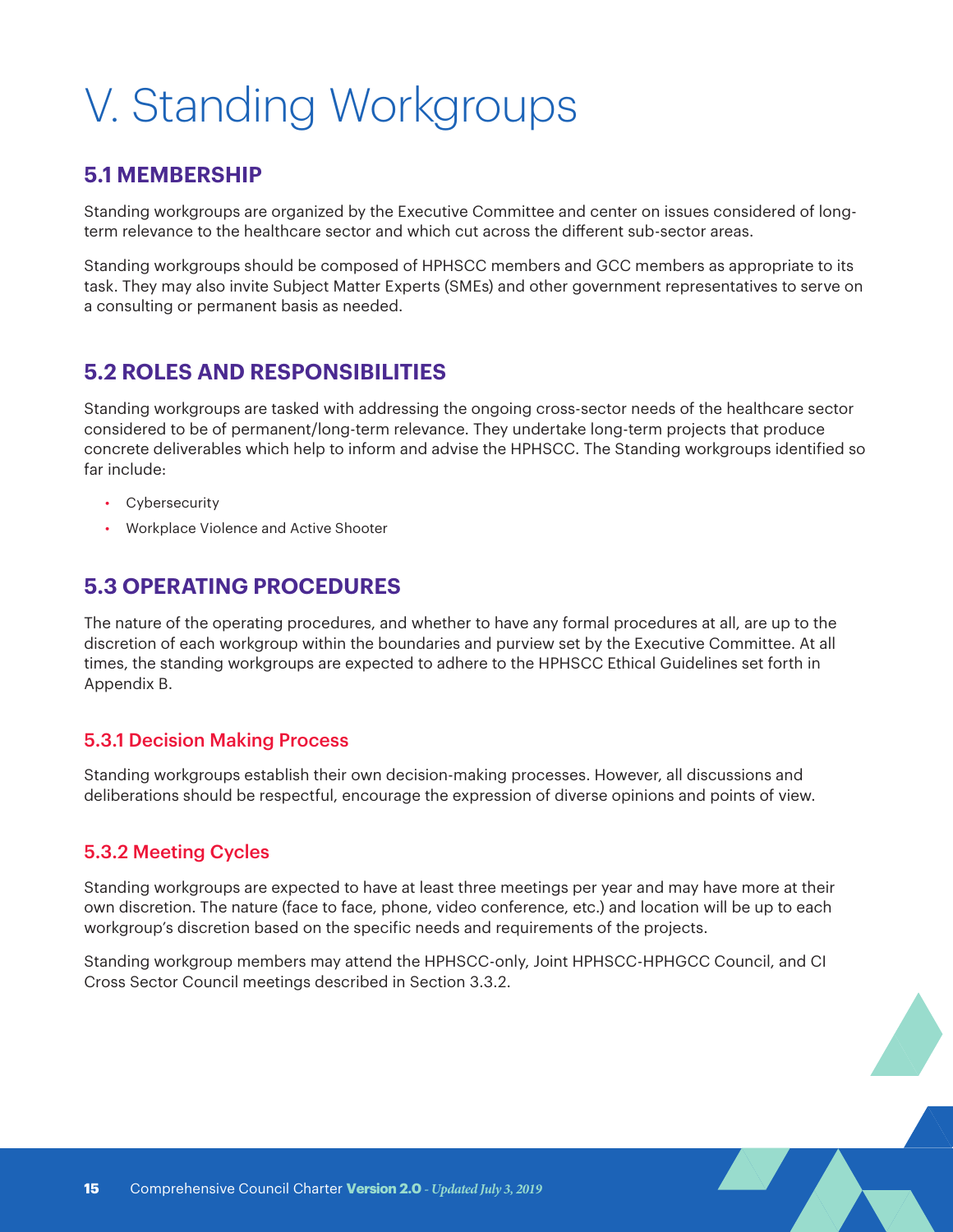# V. Standing Workgroups

## 5.1 MEMBERSHIP

Standing workgroups are organized by the Executive Committee and center on issues considered of long-term relevance to the healthcare sector and which cut across the different sub-sector areas.

Standing workgroups should be composed of HPHSCC members and GCC members as appropriate to its task. They may also invite Subject Matter Experts (SMEs) and other government representatives to serve on a consulting or permanent basis as needed.

## 5.2 ROLES AND RESPONSIBILITIES

Standing workgroups are tasked with addressing the ongoing cross-sector needs of the healthcare sector considered to be of permanent/long-term relevance. They undertake long-term projects that produce concrete deliverables which help to inform and advise the HPHSCC. The Standing workgroups identified so far include:

- Cybersecurity
- Workplace Violence and Active Shooter

## 5.3 OPERATING PROCEDURES

The nature of the operating procedures, and whether to have any formal procedures at all, are up to the discretion of each workgroup within the boundaries and purview set by the Executive Committee. At all times, the standing workgroups are expected to adhere to the HPHSCC Ethical Guidelines set forth in Appendix B.

### 5.3.1 Decision Making Process

Standing workgroups establish their own decision-making processes. However, all discussions and deliberations should be respectful, encourage the expression of diverse opinions and points of view.

### 5.3.2 Meeting Cycles

Standing workgroups are expected to have at least three meetings per year and may have more at their own discretion. The nature (face to face, phone, video conference, etc.) and location will be up to each workgroup's discretion based on the specific needs and requirements of the projects.

Standing workgroup members may attend the HPHSCC-only, Joint HPHSCC-HPHGCC Council, and CI Cross Sector Council meetings described in Section 3.3.2.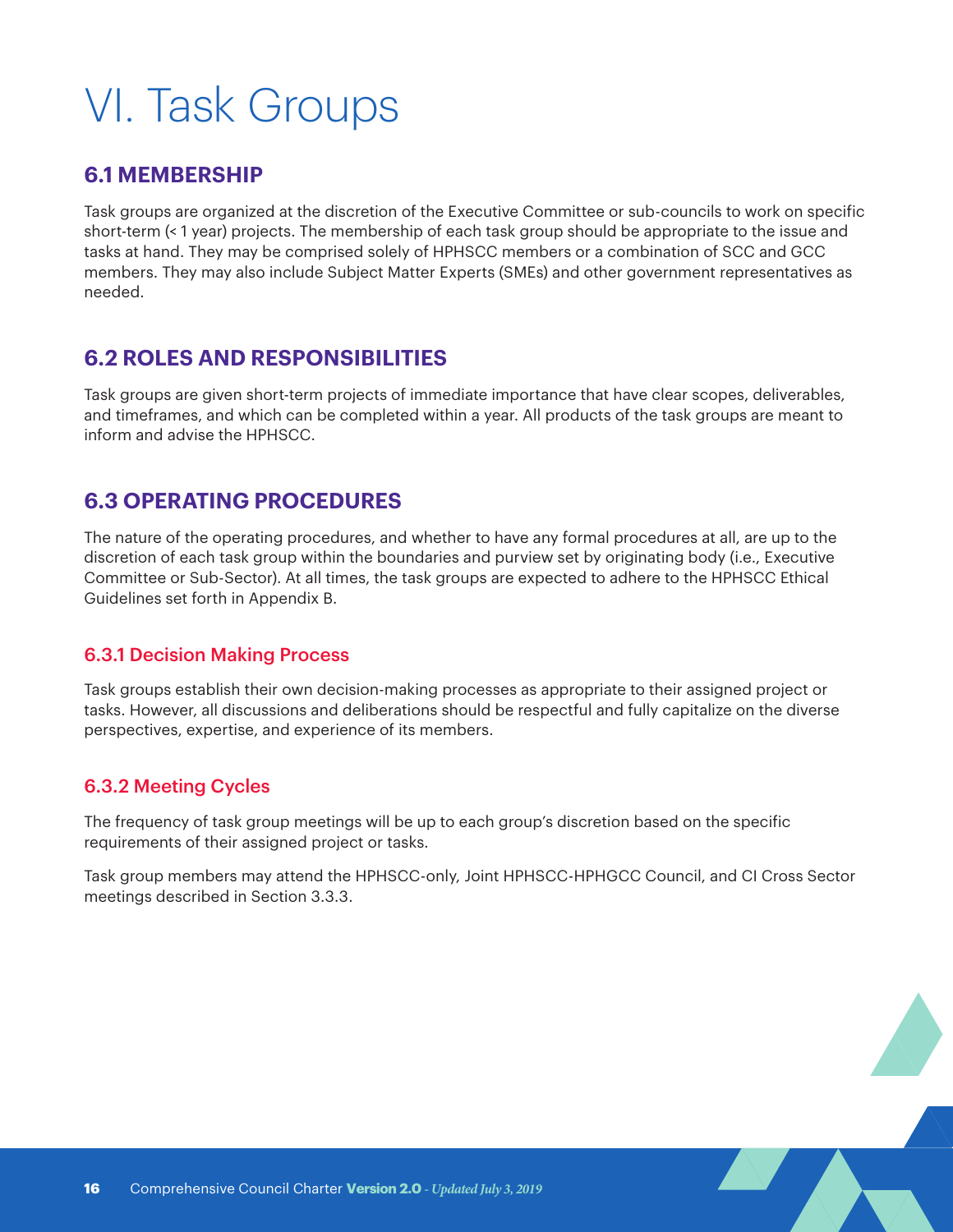# VI. Task Groups

## 6.1 MEMBERSHIP

Task groups are organized at the discretion of the Executive Committee or sub-councils to work on specific short-term (< 1 year) projects. The membership of each task group should be appropriate to the issue and tasks at hand. They may be comprised solely of HPHSCC members or a combination of SCC and GCC members. They may also include Subject Matter Experts (SMEs) and other government representatives as needed.

## 6.2 ROLES AND RESPONSIBILITIES

Task groups are given short-term projects of immediate importance that have clear scopes, deliverables, and timeframes, and which can be completed within a year. All products of the task groups are meant to inform and advise the HPHSCC.

## 6.3 OPERATING PROCEDURES

The nature of the operating procedures, and whether to have any formal procedures at all, are up to the discretion of each task group within the boundaries and purview set by originating body (i.e., Executive Committee or Sub-Sector). At all times, the task groups are expected to adhere to the HPHSCC Ethical Guidelines set forth in Appendix B.

### 6.3.1 Decision Making Process

Task groups establish their own decision-making processes as appropriate to their assigned project or tasks. However, all discussions and deliberations should be respectful and fully capitalize on the diverse perspectives, expertise, and experience of its members.

### 6.3.2 Meeting Cycles

The frequency of task group meetings will be up to each group's discretion based on the specific requirements of their assigned project or tasks.

Task group members may attend the HPHSCC-only, Joint HPHSCC-HPHGCC Council, and CI Cross Sector meetings described in Section 3.3.3.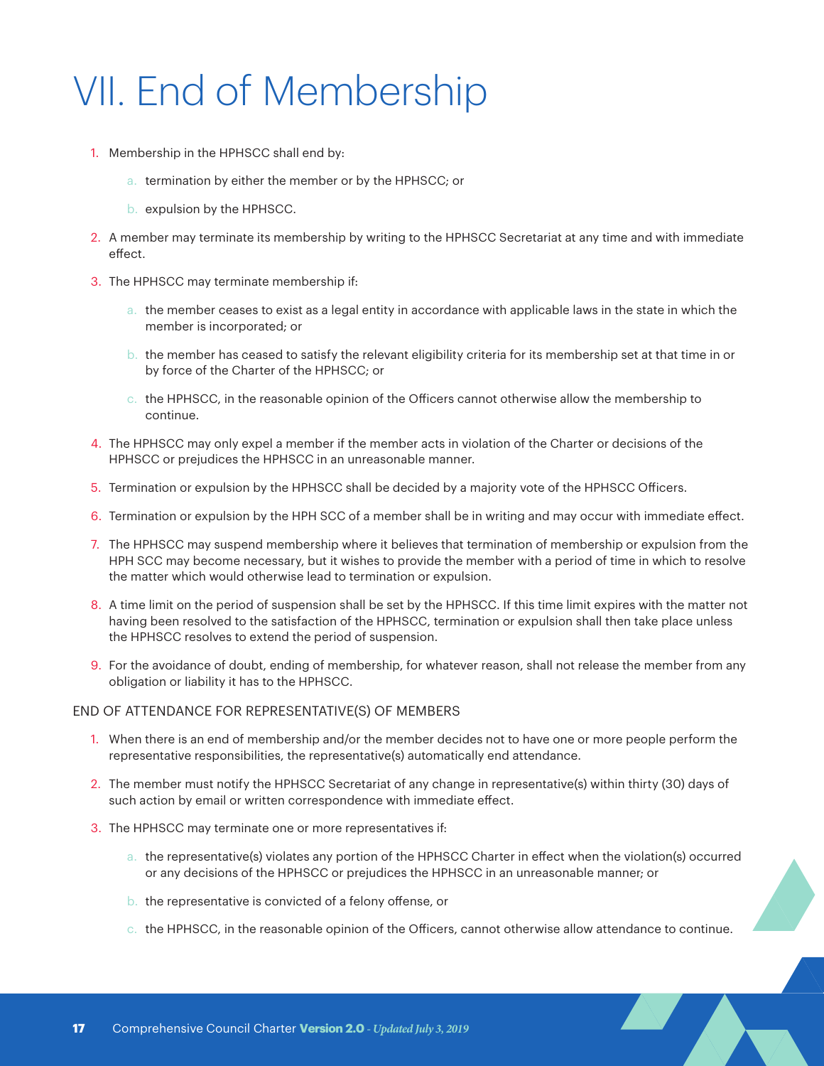# VII. End of Membership

1. Membership in the HPHSCC shall end by:
    a. termination by either the member or by the HPHSCC; or
    b. expulsion by the HPHSCC.
2. A member may terminate its membership by writing to the HPHSCC Secretariat at any time and with immediate effect.
3. The HPHSCC may terminate membership if:
    a. the member ceases to exist as a legal entity in accordance with applicable laws in the state in which the member is incorporated; or
    b. the member has ceased to satisfy the relevant eligibility criteria for its membership set at that time in or by force of the Charter of the HPHSCC; or
    c. the HPHSCC, in the reasonable opinion of the Officers cannot otherwise allow the membership to continue.
4. The HPHSCC may only expel a member if the member acts in violation of the Charter or decisions of the HPHSCC or prejudices the HPHSCC in an unreasonable manner.
5. Termination or expulsion by the HPHSCC shall be decided by a majority vote of the HPHSCC Officers.
6. Termination or expulsion by the HPH SCC of a member shall be in writing and may occur with immediate effect.
7. The HPHSCC may suspend membership where it believes that termination of membership or expulsion from the HPH SCC may become necessary, but it wishes to provide the member with a period of time in which to resolve the matter which would otherwise lead to termination or expulsion.
8. A time limit on the period of suspension shall be set by the HPHSCC. If this time limit expires with the matter not having been resolved to the satisfaction of the HPHSCC, termination or expulsion shall then take place unless the HPHSCC resolves to extend the period of suspension.
9. For the avoidance of doubt, ending of membership, for whatever reason, shall not release the member from any obligation or liability it has to the HPHSCC.

END OF ATTENDANCE FOR REPRESENTATIVE(S) OF MEMBERS

1. When there is an end of membership and/or the member decides not to have one or more people perform the representative responsibilities, the representative(s) automatically end attendance.
2. The member must notify the HPHSCC Secretariat of any change in representative(s) within thirty (30) days of such action by email or written correspondence with immediate effect.
3. The HPHSCC may terminate one or more representatives if:
    a. the representative(s) violates any portion of the HPHSCC Charter in effect when the violation(s) occurred or any decisions of the HPHSCC or prejudices the HPHSCC in an unreasonable manner; or
    b. the representative is convicted of a felony offense, or
    c. the HPHSCC, in the reasonable opinion of the Officers, cannot otherwise allow attendance to continue.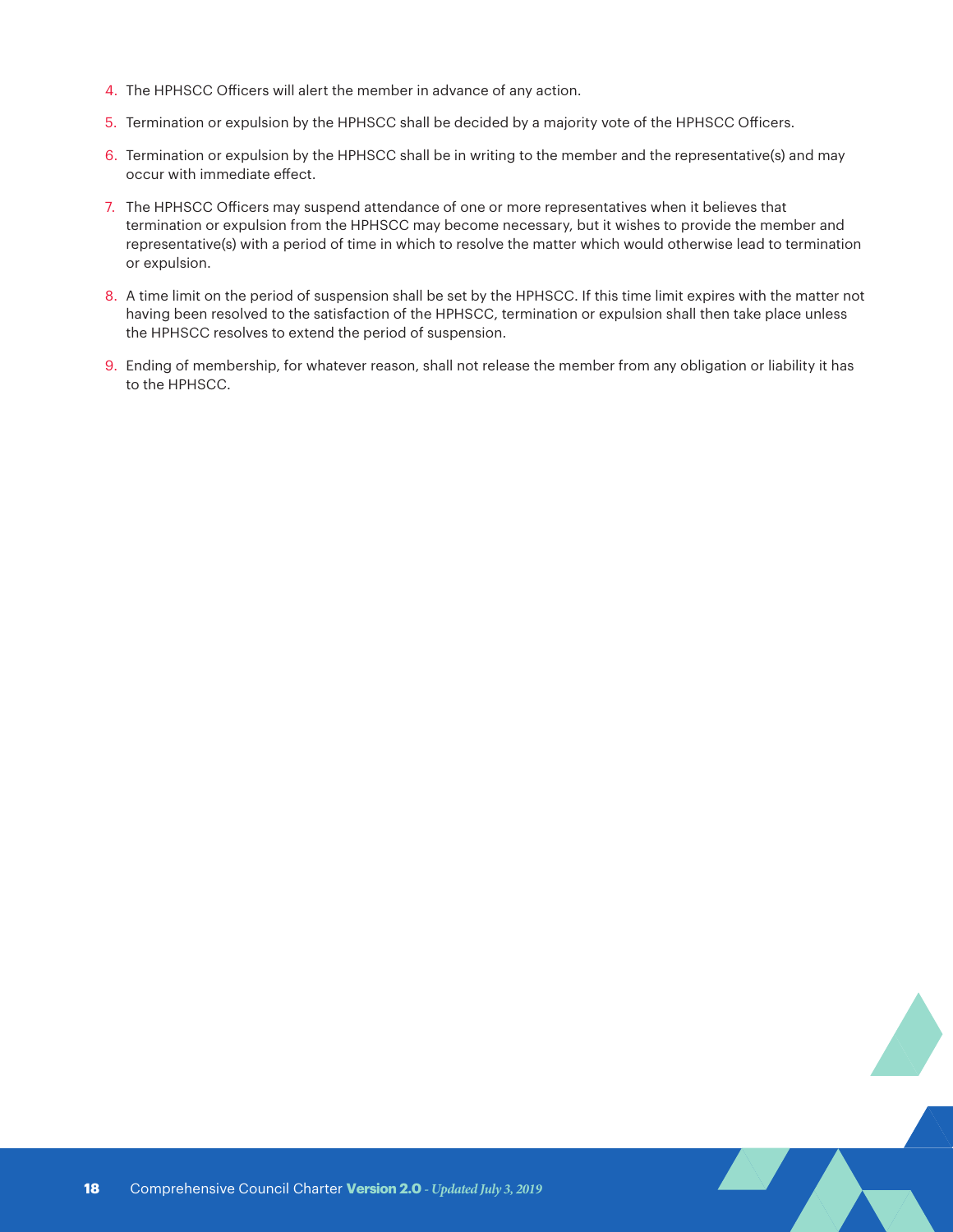4. The HPHSCC Officers will alert the member in advance of any action.
5. Termination or expulsion by the HPHSCC shall be decided by a majority vote of the HPHSCC Officers.
6. Termination or expulsion by the HPHSCC shall be in writing to the member and the representative(s) and may occur with immediate effect.
7. The HPHSCC Officers may suspend attendance of one or more representatives when it believes that termination or expulsion from the HPHSCC may become necessary, but it wishes to provide the member and representative(s) with a period of time in which to resolve the matter which would otherwise lead to termination or expulsion.
8. A time limit on the period of suspension shall be set by the HPHSCC. If this time limit expires with the matter not having been resolved to the satisfaction of the HPHSCC, termination or expulsion shall then take place unless the HPHSCC resolves to extend the period of suspension.
9. Ending of membership, for whatever reason, shall not release the member from any obligation or liability it has to the HPHSCC.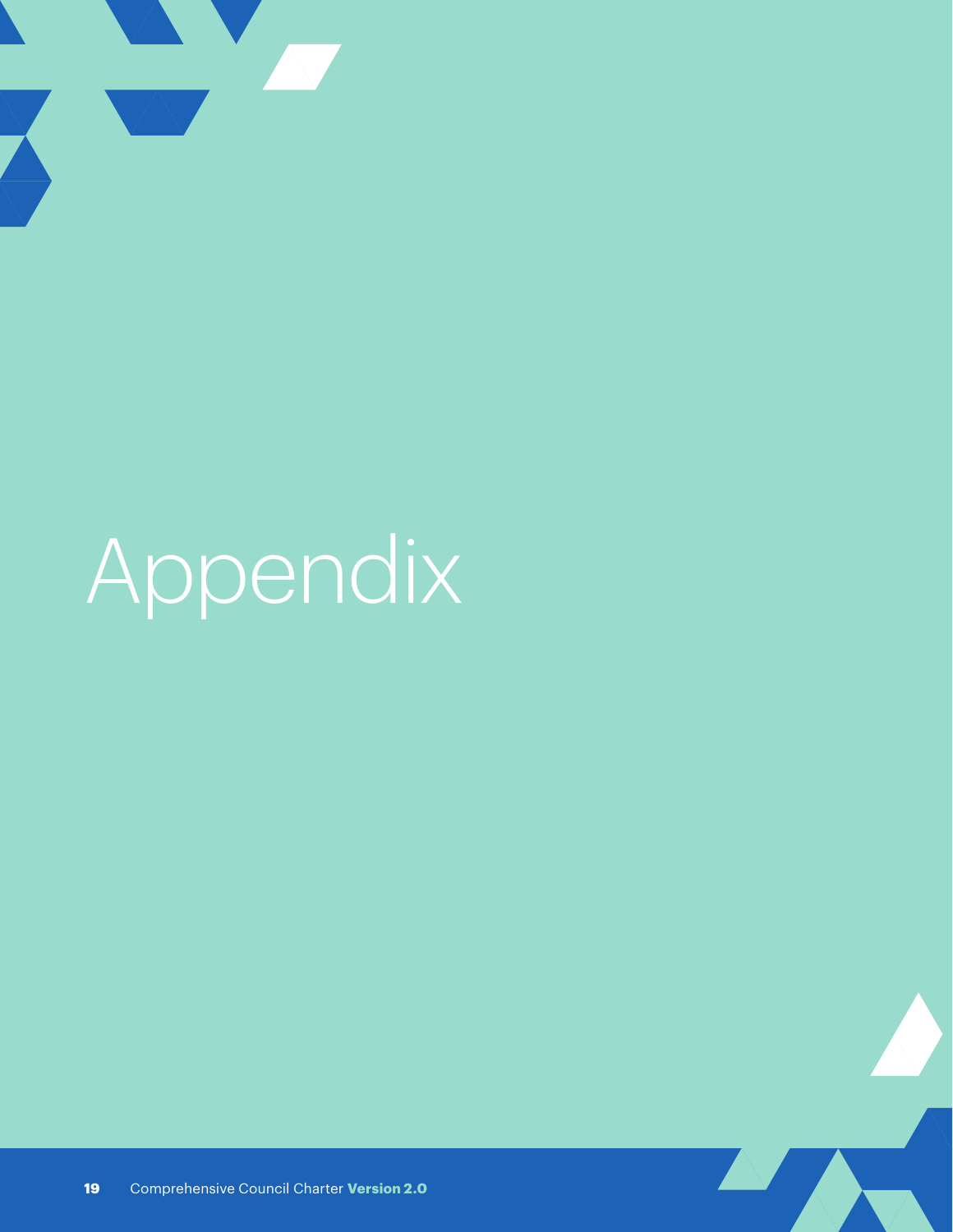# Appendix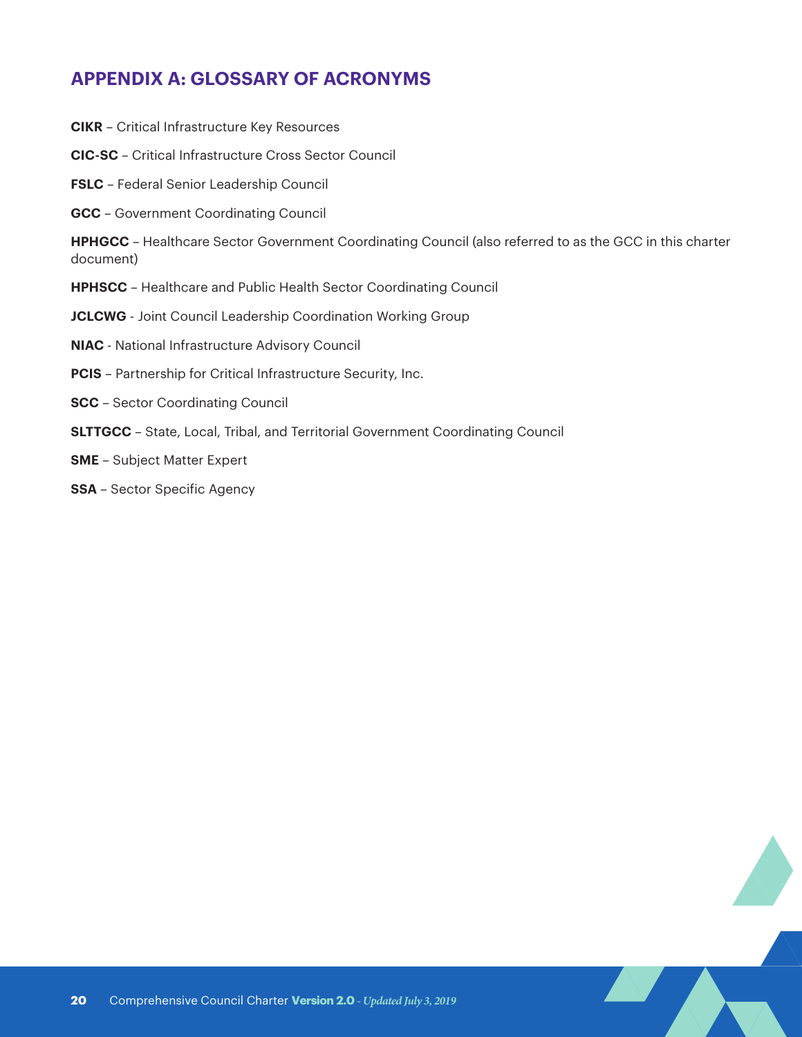## APPENDIX A: GLOSSARY OF ACRONYMS

**CIKR** – Critical Infrastructure Key Resources

**CIC-SC** – Critical Infrastructure Cross Sector Council

**FSLC** – Federal Senior Leadership Council

**GCC** – Government Coordinating Council

**HPHGCC** – Healthcare Sector Government Coordinating Council (also referred to as the GCC in this charter document)

**HPHSCC** – Healthcare and Public Health Sector Coordinating Council

**JCLCWG** - Joint Council Leadership Coordination Working Group

**NIAC** - National Infrastructure Advisory Council

**PCIS** – Partnership for Critical Infrastructure Security, Inc.

**SCC** – Sector Coordinating Council

**SLTTGCC** – State, Local, Tribal, and Territorial Government Coordinating Council

**SME** – Subject Matter Expert

**SSA** – Sector Specific Agency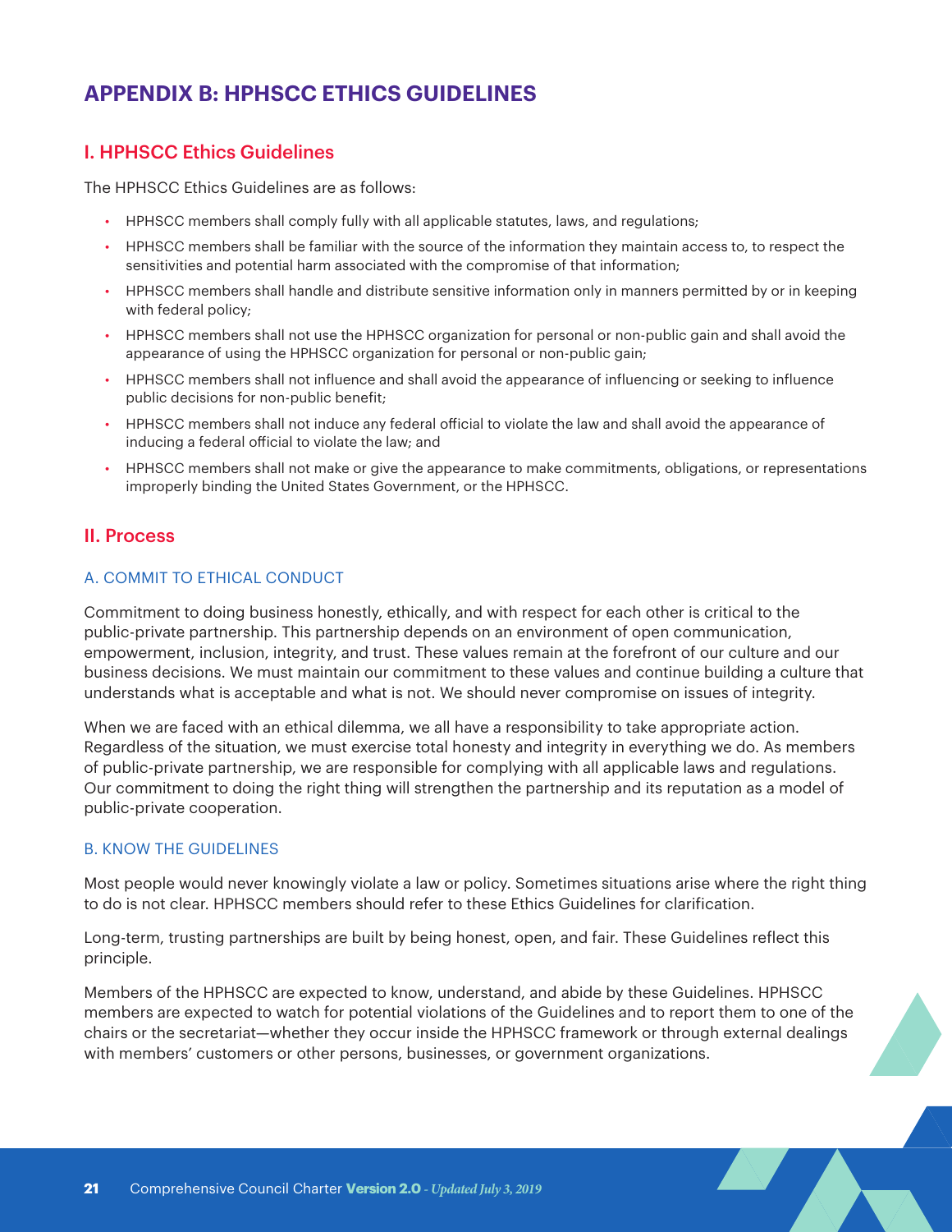# APPENDIX B: HPHSCC ETHICS GUIDELINES

## I. HPHSCC Ethics Guidelines

The HPHSCC Ethics Guidelines are as follows:

- HPHSCC members shall comply fully with all applicable statutes, laws, and regulations;
- HPHSCC members shall be familiar with the source of the information they maintain access to, to respect the sensitivities and potential harm associated with the compromise of that information;
- HPHSCC members shall handle and distribute sensitive information only in manners permitted by or in keeping with federal policy;
- HPHSCC members shall not use the HPHSCC organization for personal or non-public gain and shall avoid the appearance of using the HPHSCC organization for personal or non-public gain;
- HPHSCC members shall not influence and shall avoid the appearance of influencing or seeking to influence public decisions for non-public benefit;
- HPHSCC members shall not induce any federal official to violate the law and shall avoid the appearance of inducing a federal official to violate the law; and
- HPHSCC members shall not make or give the appearance to make commitments, obligations, or representations improperly binding the United States Government, or the HPHSCC.

## II. Process

### A. COMMIT TO ETHICAL CONDUCT

Commitment to doing business honestly, ethically, and with respect for each other is critical to the public-private partnership. This partnership depends on an environment of open communication, empowerment, inclusion, integrity, and trust. These values remain at the forefront of our culture and our business decisions. We must maintain our commitment to these values and continue building a culture that understands what is acceptable and what is not. We should never compromise on issues of integrity.

When we are faced with an ethical dilemma, we all have a responsibility to take appropriate action. Regardless of the situation, we must exercise total honesty and integrity in everything we do. As members of public-private partnership, we are responsible for complying with all applicable laws and regulations. Our commitment to doing the right thing will strengthen the partnership and its reputation as a model of public-private cooperation.

### B. KNOW THE GUIDELINES

Most people would never knowingly violate a law or policy. Sometimes situations arise where the right thing to do is not clear. HPHSCC members should refer to these Ethics Guidelines for clarification.

Long-term, trusting partnerships are built by being honest, open, and fair. These Guidelines reflect this principle.

Members of the HPHSCC are expected to know, understand, and abide by these Guidelines. HPHSCC members are expected to watch for potential violations of the Guidelines and to report them to one of the chairs or the secretariat—whether they occur inside the HPHSCC framework or through external dealings with members' customers or other persons, businesses, or government organizations.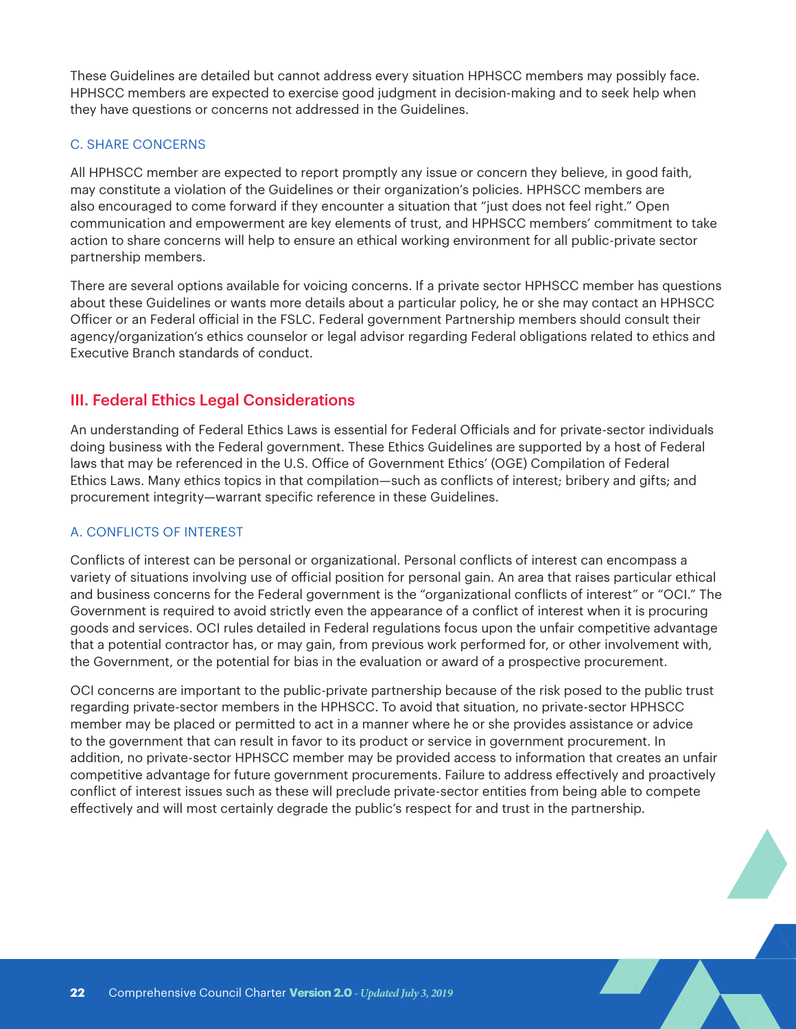These Guidelines are detailed but cannot address every situation HPHSCC members may possibly face. HPHSCC members are expected to exercise good judgment in decision-making and to seek help when they have questions or concerns not addressed in the Guidelines.

### C. SHARE CONCERNS

All HPHSCC member are expected to report promptly any issue or concern they believe, in good faith, may constitute a violation of the Guidelines or their organization's policies. HPHSCC members are also encouraged to come forward if they encounter a situation that "just does not feel right." Open communication and empowerment are key elements of trust, and HPHSCC members' commitment to take action to share concerns will help to ensure an ethical working environment for all public-private sector partnership members.

There are several options available for voicing concerns. If a private sector HPHSCC member has questions about these Guidelines or wants more details about a particular policy, he or she may contact an HPHSCC Officer or an Federal official in the FSLC. Federal government Partnership members should consult their agency/organization's ethics counselor or legal advisor regarding Federal obligations related to ethics and Executive Branch standards of conduct.

## III. Federal Ethics Legal Considerations

An understanding of Federal Ethics Laws is essential for Federal Officials and for private-sector individuals doing business with the Federal government. These Ethics Guidelines are supported by a host of Federal laws that may be referenced in the U.S. Office of Government Ethics' (OGE) Compilation of Federal Ethics Laws. Many ethics topics in that compilation—such as conflicts of interest; bribery and gifts; and procurement integrity—warrant specific reference in these Guidelines.

### A. CONFLICTS OF INTEREST

Conflicts of interest can be personal or organizational. Personal conflicts of interest can encompass a variety of situations involving use of official position for personal gain. An area that raises particular ethical and business concerns for the Federal government is the "organizational conflicts of interest" or "OCI." The Government is required to avoid strictly even the appearance of a conflict of interest when it is procuring goods and services. OCI rules detailed in Federal regulations focus upon the unfair competitive advantage that a potential contractor has, or may gain, from previous work performed for, or other involvement with, the Government, or the potential for bias in the evaluation or award of a prospective procurement.

OCI concerns are important to the public-private partnership because of the risk posed to the public trust regarding private-sector members in the HPHSCC. To avoid that situation, no private-sector HPHSCC member may be placed or permitted to act in a manner where he or she provides assistance or advice to the government that can result in favor to its product or service in government procurement. In addition, no private-sector HPHSCC member may be provided access to information that creates an unfair competitive advantage for future government procurements. Failure to address effectively and proactively conflict of interest issues such as these will preclude private-sector entities from being able to compete effectively and will most certainly degrade the public's respect for and trust in the partnership.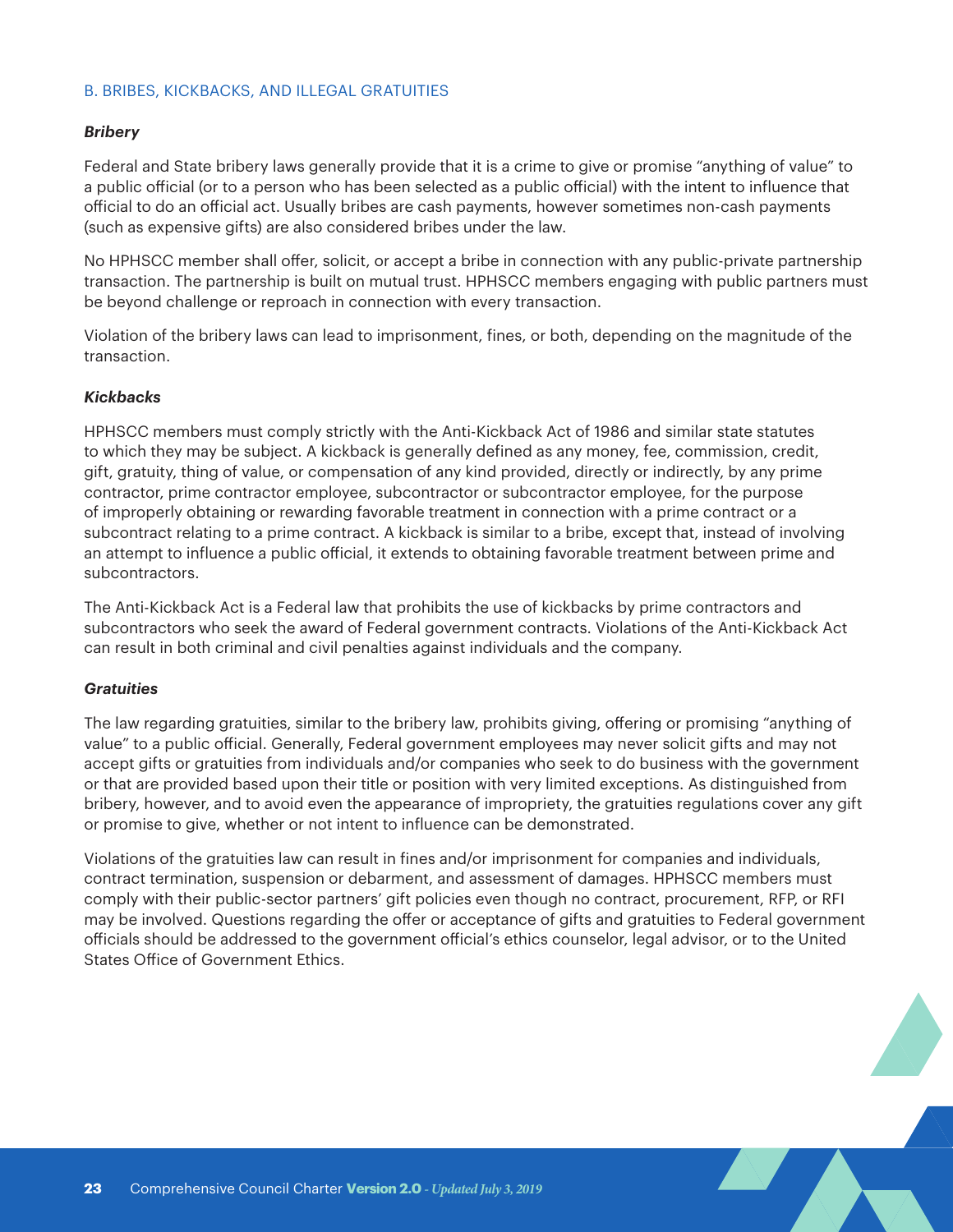## B. BRIBES, KICKBACKS, AND ILLEGAL GRATUITIES

### *Bribery*

Federal and State bribery laws generally provide that it is a crime to give or promise "anything of value" to a public official (or to a person who has been selected as a public official) with the intent to influence that official to do an official act. Usually bribes are cash payments, however sometimes non-cash payments (such as expensive gifts) are also considered bribes under the law.

No HPHSCC member shall offer, solicit, or accept a bribe in connection with any public-private partnership transaction. The partnership is built on mutual trust. HPHSCC members engaging with public partners must be beyond challenge or reproach in connection with every transaction.

Violation of the bribery laws can lead to imprisonment, fines, or both, depending on the magnitude of the transaction.

### *Kickbacks*

HPHSCC members must comply strictly with the Anti-Kickback Act of 1986 and similar state statutes to which they may be subject. A kickback is generally defined as any money, fee, commission, credit, gift, gratuity, thing of value, or compensation of any kind provided, directly or indirectly, by any prime contractor, prime contractor employee, subcontractor or subcontractor employee, for the purpose of improperly obtaining or rewarding favorable treatment in connection with a prime contract or a subcontract relating to a prime contract. A kickback is similar to a bribe, except that, instead of involving an attempt to influence a public official, it extends to obtaining favorable treatment between prime and subcontractors.

The Anti-Kickback Act is a Federal law that prohibits the use of kickbacks by prime contractors and subcontractors who seek the award of Federal government contracts. Violations of the Anti-Kickback Act can result in both criminal and civil penalties against individuals and the company.

### *Gratuities*

The law regarding gratuities, similar to the bribery law, prohibits giving, offering or promising "anything of value" to a public official. Generally, Federal government employees may never solicit gifts and may not accept gifts or gratuities from individuals and/or companies who seek to do business with the government or that are provided based upon their title or position with very limited exceptions. As distinguished from bribery, however, and to avoid even the appearance of impropriety, the gratuities regulations cover any gift or promise to give, whether or not intent to influence can be demonstrated.

Violations of the gratuities law can result in fines and/or imprisonment for companies and individuals, contract termination, suspension or debarment, and assessment of damages. HPHSCC members must comply with their public-sector partners' gift policies even though no contract, procurement, RFP, or RFI may be involved. Questions regarding the offer or acceptance of gifts and gratuities to Federal government officials should be addressed to the government official's ethics counselor, legal advisor, or to the United States Office of Government Ethics.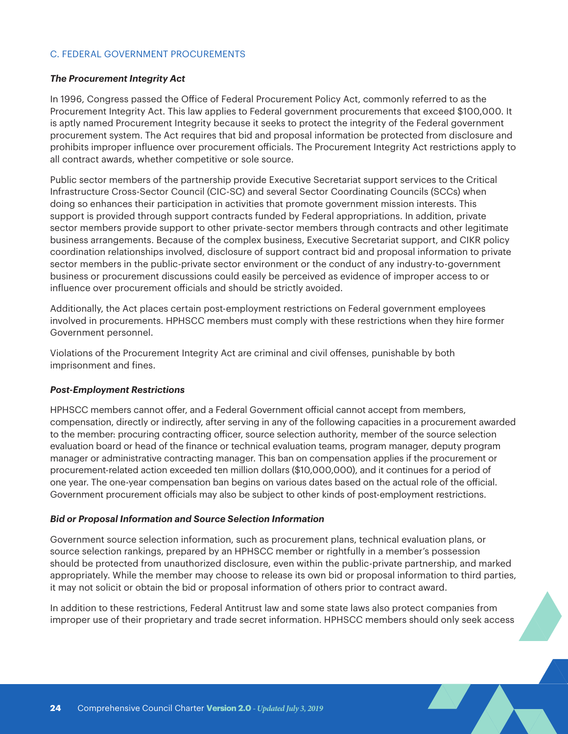## C. FEDERAL GOVERNMENT PROCUREMENTS

### *The Procurement Integrity Act*

In 1996, Congress passed the Office of Federal Procurement Policy Act, commonly referred to as the Procurement Integrity Act. This law applies to Federal government procurements that exceed $100,000. It is aptly named Procurement Integrity because it seeks to protect the integrity of the Federal government procurement system. The Act requires that bid and proposal information be protected from disclosure and prohibits improper influence over procurement officials. The Procurement Integrity Act restrictions apply to all contract awards, whether competitive or sole source.

Public sector members of the partnership provide Executive Secretariat support services to the Critical Infrastructure Cross-Sector Council (CIC-SC) and several Sector Coordinating Councils (SCCs) when doing so enhances their participation in activities that promote government mission interests. This support is provided through support contracts funded by Federal appropriations. In addition, private sector members provide support to other private-sector members through contracts and other legitimate business arrangements. Because of the complex business, Executive Secretariat support, and CIKR policy coordination relationships involved, disclosure of support contract bid and proposal information to private sector members in the public-private sector environment or the conduct of any industry-to-government business or procurement discussions could easily be perceived as evidence of improper access to or influence over procurement officials and should be strictly avoided.

Additionally, the Act places certain post-employment restrictions on Federal government employees involved in procurements. HPHSCC members must comply with these restrictions when they hire former Government personnel.

Violations of the Procurement Integrity Act are criminal and civil offenses, punishable by both imprisonment and fines.

### *Post-Employment Restrictions*

HPHSCC members cannot offer, and a Federal Government official cannot accept from members, compensation, directly or indirectly, after serving in any of the following capacities in a procurement awarded to the member: procuring contracting officer, source selection authority, member of the source selection evaluation board or head of the finance or technical evaluation teams, program manager, deputy program manager or administrative contracting manager. This ban on compensation applies if the procurement or procurement-related action exceeded ten million dollars ($10,000,000), and it continues for a period of one year. The one-year compensation ban begins on various dates based on the actual role of the official. Government procurement officials may also be subject to other kinds of post-employment restrictions.

### *Bid or Proposal Information and Source Selection Information*

Government source selection information, such as procurement plans, technical evaluation plans, or source selection rankings, prepared by an HPHSCC member or rightfully in a member's possession should be protected from unauthorized disclosure, even within the public-private partnership, and marked appropriately. While the member may choose to release its own bid or proposal information to third parties, it may not solicit or obtain the bid or proposal information of others prior to contract award.

In addition to these restrictions, Federal Antitrust law and some state laws also protect companies from improper use of their proprietary and trade secret information. HPHSCC members should only seek access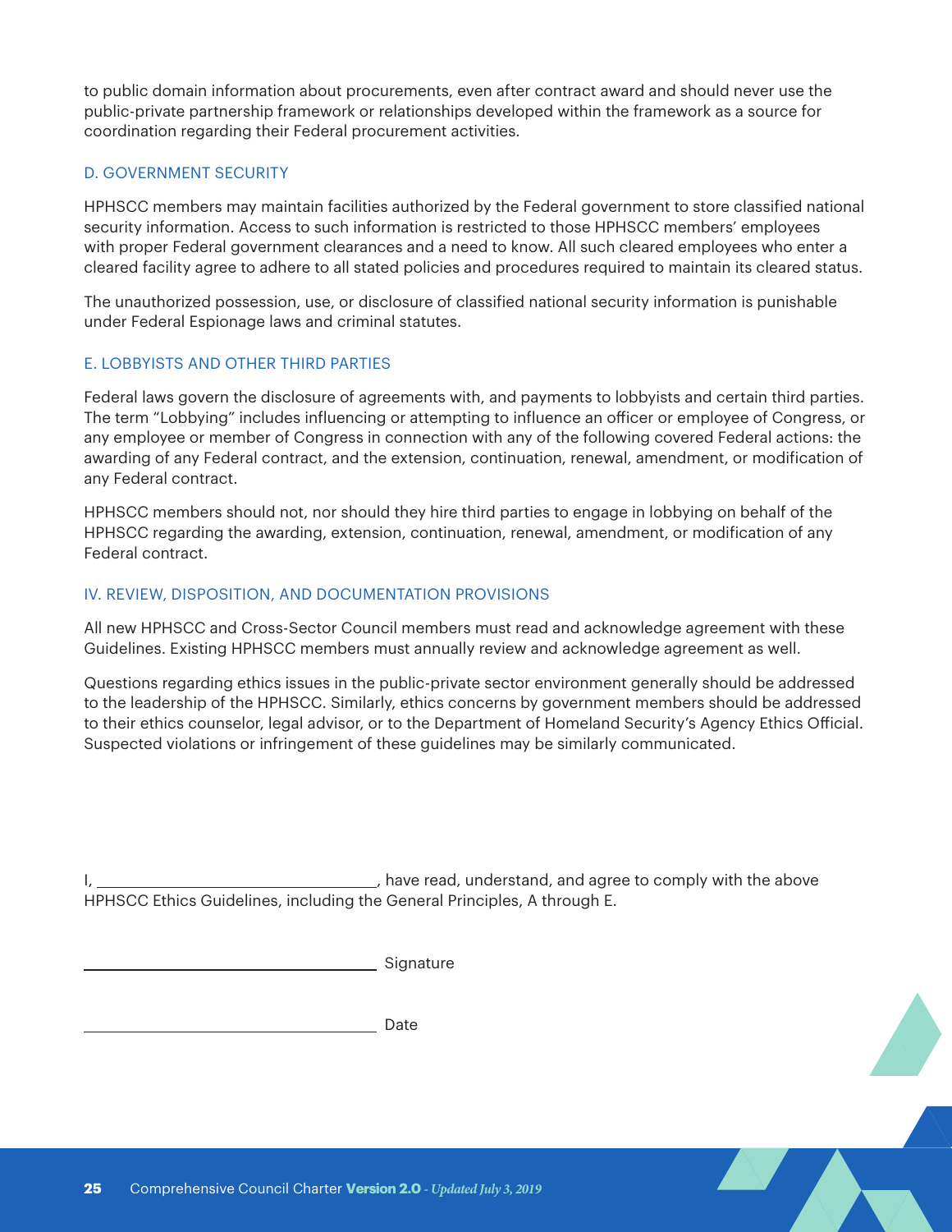to public domain information about procurements, even after contract award and should never use the public-private partnership framework or relationships developed within the framework as a source for coordination regarding their Federal procurement activities.

### D. GOVERNMENT SECURITY

HPHSCC members may maintain facilities authorized by the Federal government to store classified national security information. Access to such information is restricted to those HPHSCC members' employees with proper Federal government clearances and a need to know. All such cleared employees who enter a cleared facility agree to adhere to all stated policies and procedures required to maintain its cleared status.

The unauthorized possession, use, or disclosure of classified national security information is punishable under Federal Espionage laws and criminal statutes.

### E. LOBBYISTS AND OTHER THIRD PARTIES

Federal laws govern the disclosure of agreements with, and payments to lobbyists and certain third parties. The term "Lobbying" includes influencing or attempting to influence an officer or employee of Congress, or any employee or member of Congress in connection with any of the following covered Federal actions: the awarding of any Federal contract, and the extension, continuation, renewal, amendment, or modification of any Federal contract.

HPHSCC members should not, nor should they hire third parties to engage in lobbying on behalf of the HPHSCC regarding the awarding, extension, continuation, renewal, amendment, or modification of any Federal contract.

## IV. REVIEW, DISPOSITION, AND DOCUMENTATION PROVISIONS

All new HPHSCC and Cross-Sector Council members must read and acknowledge agreement with these Guidelines. Existing HPHSCC members must annually review and acknowledge agreement as well.

Questions regarding ethics issues in the public-private sector environment generally should be addressed to the leadership of the HPHSCC. Similarly, ethics concerns by government members should be addressed to their ethics counselor, legal advisor, or to the Department of Homeland Security's Agency Ethics Official. Suspected violations or infringement of these guidelines may be similarly communicated.

I, \_\_\_\_\_\_\_\_\_\_\_\_\_\_\_\_\_\_\_\_\_\_\_\_\_\_\_\_\_\_\_\_, have read, understand, and agree to comply with the above HPHSCC Ethics Guidelines, including the General Principles, A through E.

\_\_\_\_\_\_\_\_\_\_\_\_\_\_\_\_\_\_\_\_\_\_\_\_\_\_\_\_\_\_\_\_ Signature

\_\_\_\_\_\_\_\_\_\_\_\_\_\_\_\_\_\_\_\_\_\_\_\_\_\_\_\_\_\_\_\_ Date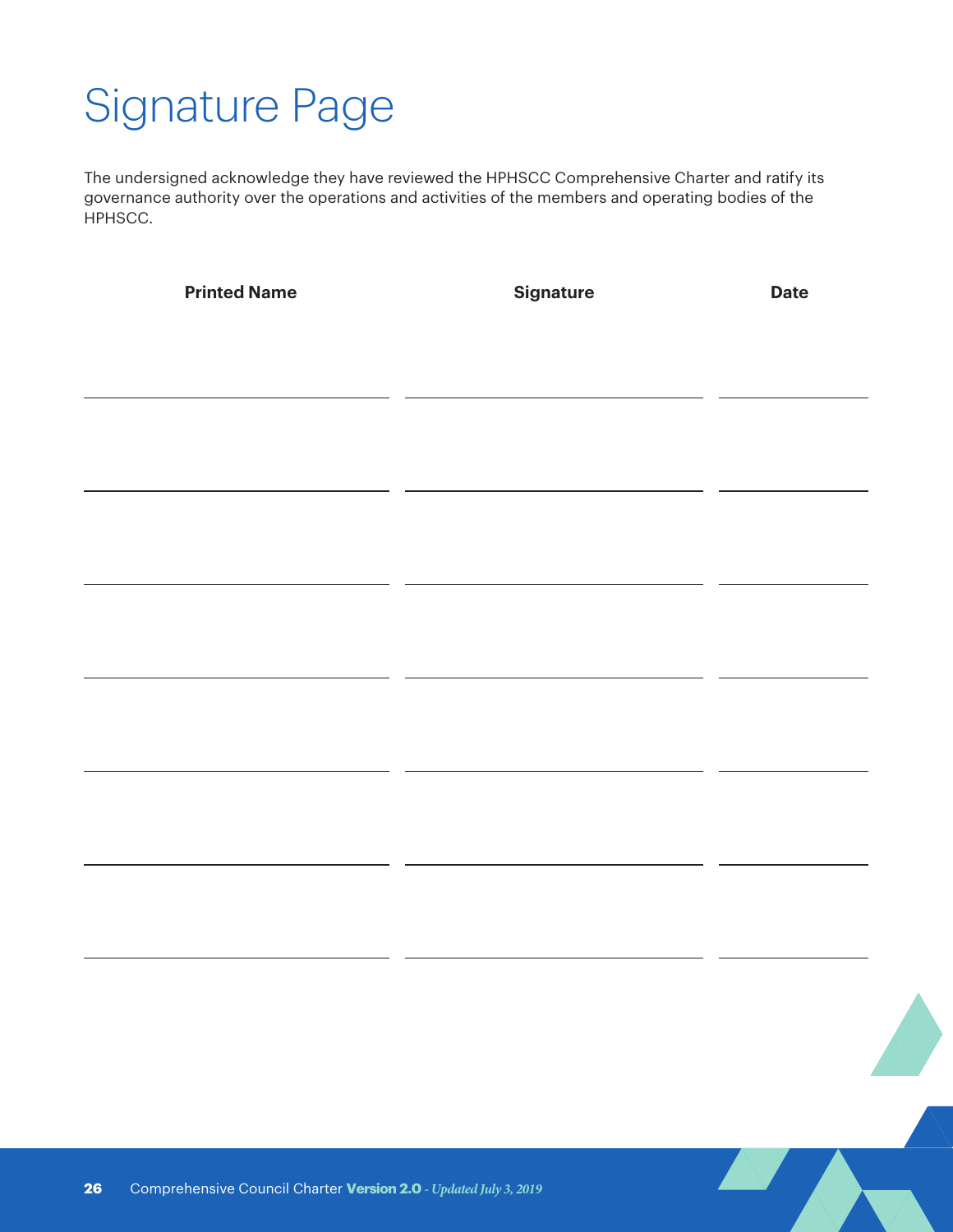# Signature Page

The undersigned acknowledge they have reviewed the HPHSCC Comprehensive Charter and ratify its governance authority over the operations and activities of the members and operating bodies of the HPHSCC.

| Printed Name | Signature | Date |
| --- | --- | --- |
| | | |
| | | |
| | | |
| | | |
| | | |
| | | |
| | | |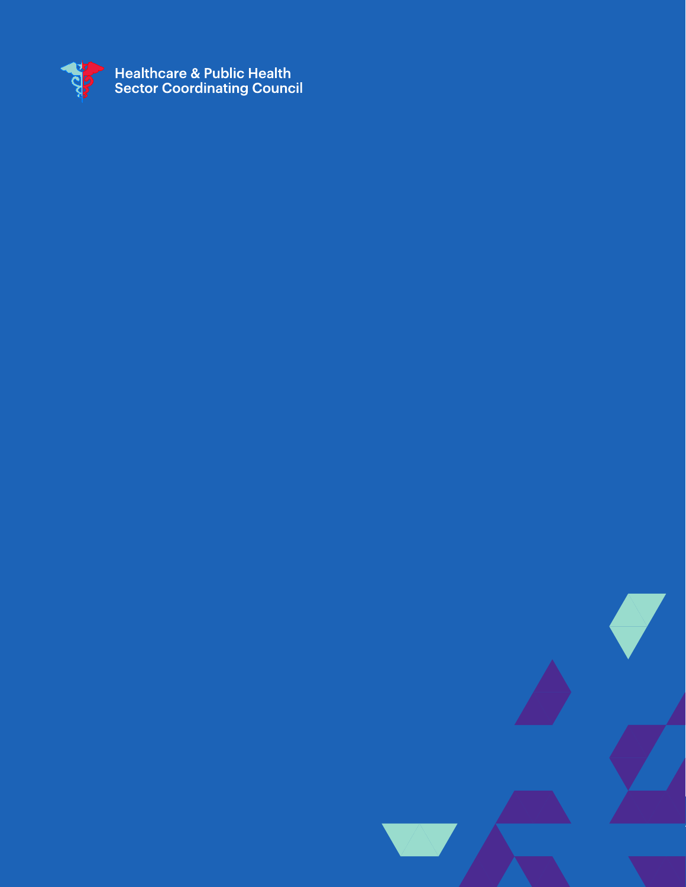Healthcare & Public Health
Sector Coordinating Council